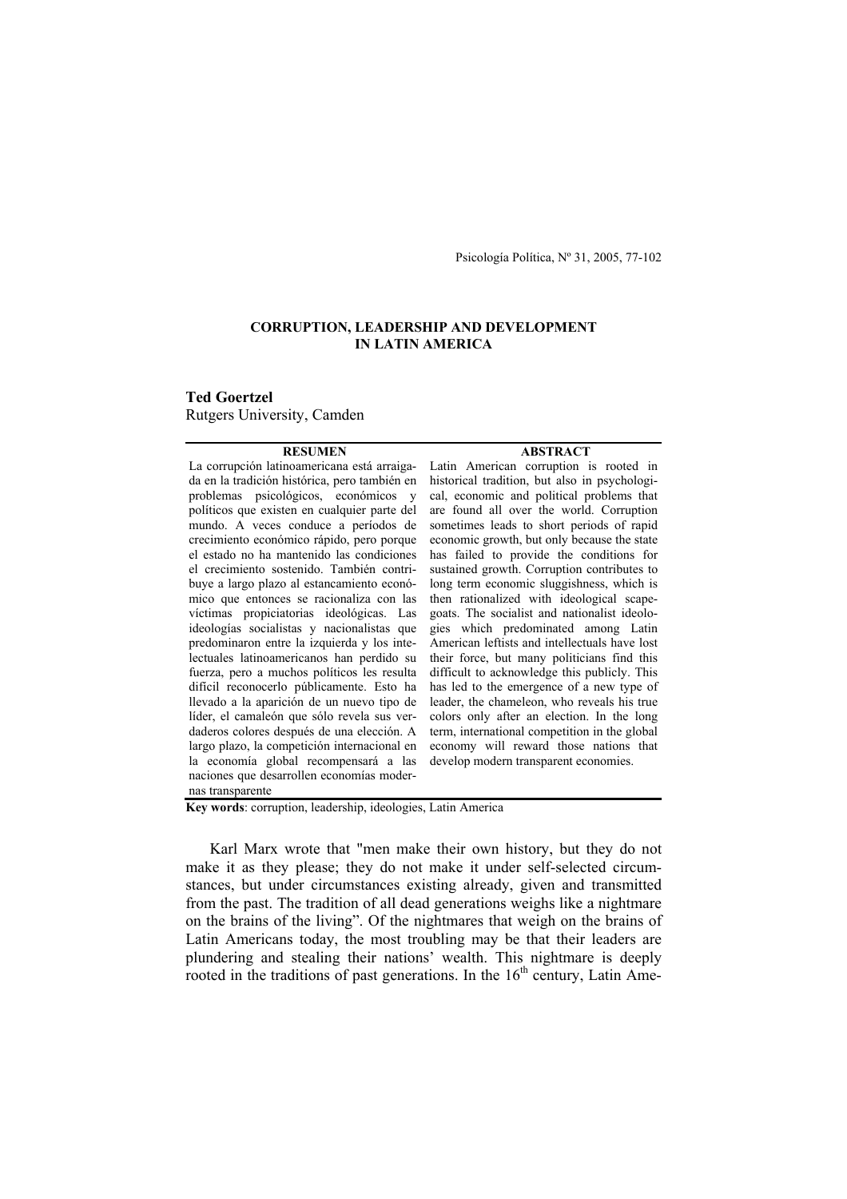# CORRUPTION, LEADERSHIP AND DEVELOPMENT IN LATIN AMERICA

**Ted Goertzel**
Rutgers University, Camden

**RESUMEN**

La corrupción latinoamericana está arraigada en la tradición histórica, pero también en problemas psicológicos, económicos y políticos que existen en cualquier parte del mundo. A veces conduce a períodos de crecimiento económico rápido, pero porque el estado no ha mantenido las condiciones el crecimiento sostenido. También contribuye a largo plazo al estancamiento económico que entonces se racionaliza con las víctimas propiciatorias ideológicas. Las ideologías socialistas y nacionalistas que predominaron entre la izquierda y los intelectuales latinoamericanos han perdido su fuerza, pero a muchos políticos les resulta difícil reconocerlo públicamente. Esto ha llevado a la aparición de un nuevo tipo de líder, el camaleón que sólo revela sus verdaderos colores después de una elección. A largo plazo, la competición internacional en la economía global recompensará a las naciones que desarrollen economías modernas transparente

**ABSTRACT**

Latin American corruption is rooted in historical tradition, but also in psychological, economic and political problems that are found all over the world. Corruption sometimes leads to short periods of rapid economic growth, but only because the state has failed to provide the conditions for sustained growth. Corruption contributes to long term economic sluggishness, which is then rationalized with ideological scapegoats. The socialist and nationalist ideologies which predominated among Latin American leftists and intellectuals have lost their force, but many politicians find this difficult to acknowledge this publicly. This has led to the emergence of a new type of leader, the chameleon, who reveals his true colors only after an election. In the long term, international competition in the global economy will reward those nations that develop modern transparent economies.

**Key words**: corruption, leadership, ideologies, Latin America

Karl Marx wrote that "men make their own history, but they do not make it as they please; they do not make it under self-selected circumstances, but under circumstances existing already, given and transmitted from the past. The tradition of all dead generations weighs like a nightmare on the brains of the living". Of the nightmares that weigh on the brains of Latin Americans today, the most troubling may be that their leaders are plundering and stealing their nations' wealth. This nightmare is deeply rooted in the traditions of past generations. In the 16th century, Latin Ame-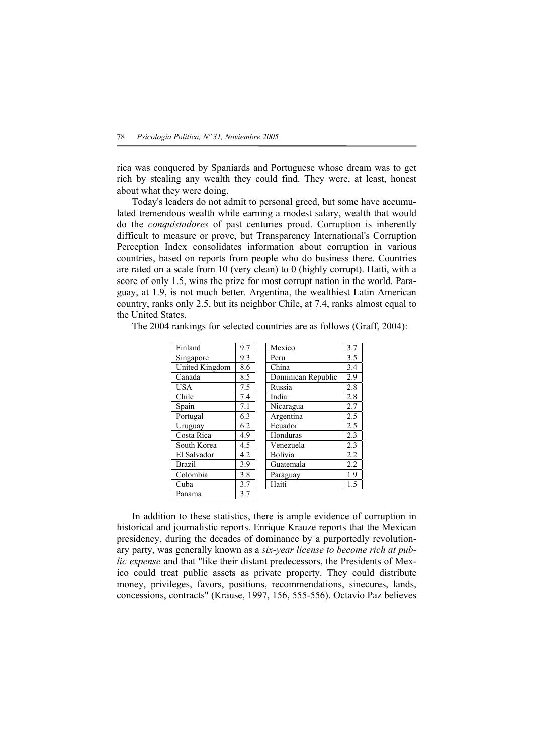rica was conquered by Spaniards and Portuguese whose dream was to get rich by stealing any wealth they could find. They were, at least, honest about what they were doing.

Today's leaders do not admit to personal greed, but some have accumulated tremendous wealth while earning a modest salary, wealth that would do the *conquistadores* of past centuries proud. Corruption is inherently difficult to measure or prove, but Transparency International's Corruption Perception Index consolidates information about corruption in various countries, based on reports from people who do business there. Countries are rated on a scale from 10 (very clean) to 0 (highly corrupt). Haiti, with a score of only 1.5, wins the prize for most corrupt nation in the world. Paraguay, at 1.9, is not much better. Argentina, the wealthiest Latin American country, ranks only 2.5, but its neighbor Chile, at 7.4, ranks almost equal to the United States.

The 2004 rankings for selected countries are as follows (Graff, 2004):

| | | | |
|---|---|---|---|
| Finland | 9.7 | Mexico | 3.7 |
| Singapore | 9.3 | Peru | 3.5 |
| United Kingdom | 8.6 | China | 3.4 |
| Canada | 8.5 | Dominican Republic | 2.9 |
| USA | 7.5 | Russia | 2.8 |
| Chile | 7.4 | India | 2.8 |
| Spain | 7.1 | Nicaragua | 2.7 |
| Portugal | 6.3 | Argentina | 2.5 |
| Uruguay | 6.2 | Ecuador | 2.5 |
| Costa Rica | 4.9 | Honduras | 2.3 |
| South Korea | 4.5 | Venezuela | 2.3 |
| El Salvador | 4.2 | Bolivia | 2.2 |
| Brazil | 3.9 | Guatemala | 2.2 |
| Colombia | 3.8 | Paraguay | 1.9 |
| Cuba | 3.7 | Haiti | 1.5 |
| Panama | 3.7 | | |

In addition to these statistics, there is ample evidence of corruption in historical and journalistic reports. Enrique Krauze reports that the Mexican presidency, during the decades of dominance by a purportedly revolutionary party, was generally known as a *six-year license to become rich at public expense* and that "like their distant predecessors, the Presidents of Mexico could treat public assets as private property. They could distribute money, privileges, favors, positions, recommendations, sinecures, lands, concessions, contracts" (Krause, 1997, 156, 555-556). Octavio Paz believes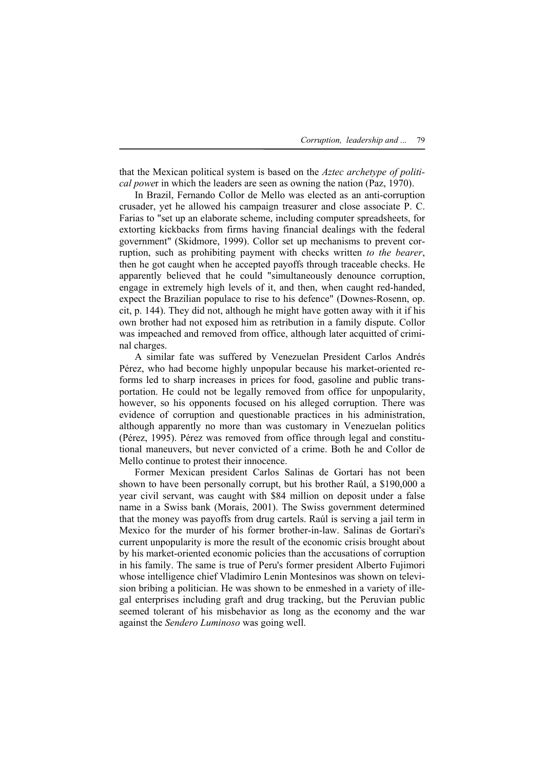that the Mexican political system is based on the *Aztec archetype of political power* in which the leaders are seen as owning the nation (Paz, 1970).

In Brazil, Fernando Collor de Mello was elected as an anti-corruption crusader, yet he allowed his campaign treasurer and close associate P. C. Farias to "set up an elaborate scheme, including computer spreadsheets, for extorting kickbacks from firms having financial dealings with the federal government" (Skidmore, 1999). Collor set up mechanisms to prevent corruption, such as prohibiting payment with checks written *to the bearer*, then he got caught when he accepted payoffs through traceable checks. He apparently believed that he could "simultaneously denounce corruption, engage in extremely high levels of it, and then, when caught red-handed, expect the Brazilian populace to rise to his defence" (Downes-Rosenn, op. cit, p. 144). They did not, although he might have gotten away with it if his own brother had not exposed him as retribution in a family dispute. Collor was impeached and removed from office, although later acquitted of criminal charges.

A similar fate was suffered by Venezuelan President Carlos Andrés Pérez, who had become highly unpopular because his market-oriented reforms led to sharp increases in prices for food, gasoline and public transportation. He could not be legally removed from office for unpopularity, however, so his opponents focused on his alleged corruption. There was evidence of corruption and questionable practices in his administration, although apparently no more than was customary in Venezuelan politics (Pérez, 1995). Pérez was removed from office through legal and constitutional maneuvers, but never convicted of a crime. Both he and Collor de Mello continue to protest their innocence.

Former Mexican president Carlos Salinas de Gortari has not been shown to have been personally corrupt, but his brother Raúl, a $190,000 a year civil servant, was caught with $84 million on deposit under a false name in a Swiss bank (Morais, 2001). The Swiss government determined that the money was payoffs from drug cartels. Raúl is serving a jail term in Mexico for the murder of his former brother-in-law. Salinas de Gortari's current unpopularity is more the result of the economic crisis brought about by his market-oriented economic policies than the accusations of corruption in his family. The same is true of Peru's former president Alberto Fujimori whose intelligence chief Vladimiro Lenin Montesinos was shown on television bribing a politician. He was shown to be enmeshed in a variety of illegal enterprises including graft and drug tracking, but the Peruvian public seemed tolerant of his misbehavior as long as the economy and the war against the *Sendero Luminoso* was going well.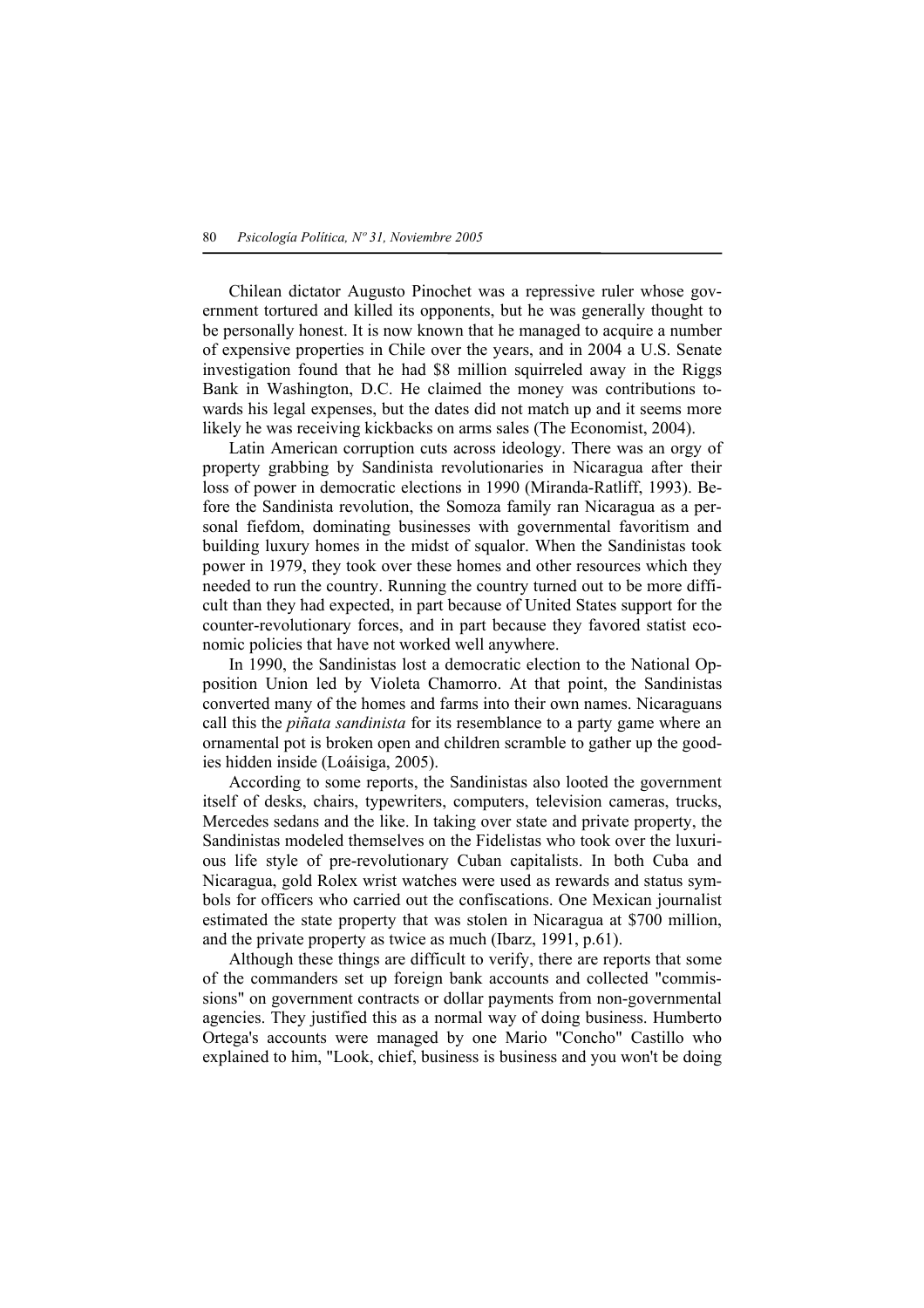Chilean dictator Augusto Pinochet was a repressive ruler whose government tortured and killed its opponents, but he was generally thought to be personally honest. It is now known that he managed to acquire a number of expensive properties in Chile over the years, and in 2004 a U.S. Senate investigation found that he had $8 million squirreled away in the Riggs Bank in Washington, D.C. He claimed the money was contributions towards his legal expenses, but the dates did not match up and it seems more likely he was receiving kickbacks on arms sales (The Economist, 2004).

Latin American corruption cuts across ideology. There was an orgy of property grabbing by Sandinista revolutionaries in Nicaragua after their loss of power in democratic elections in 1990 (Miranda-Ratliff, 1993). Before the Sandinista revolution, the Somoza family ran Nicaragua as a personal fiefdom, dominating businesses with governmental favoritism and building luxury homes in the midst of squalor. When the Sandinistas took power in 1979, they took over these homes and other resources which they needed to run the country. Running the country turned out to be more difficult than they had expected, in part because of United States support for the counter-revolutionary forces, and in part because they favored statist economic policies that have not worked well anywhere.

In 1990, the Sandinistas lost a democratic election to the National Opposition Union led by Violeta Chamorro. At that point, the Sandinistas converted many of the homes and farms into their own names. Nicaraguans call this the *piñata sandinista* for its resemblance to a party game where an ornamental pot is broken open and children scramble to gather up the goodies hidden inside (Loáisiga, 2005).

According to some reports, the Sandinistas also looted the government itself of desks, chairs, typewriters, computers, television cameras, trucks, Mercedes sedans and the like. In taking over state and private property, the Sandinistas modeled themselves on the Fidelistas who took over the luxurious life style of pre-revolutionary Cuban capitalists. In both Cuba and Nicaragua, gold Rolex wrist watches were used as rewards and status symbols for officers who carried out the confiscations. One Mexican journalist estimated the state property that was stolen in Nicaragua at $700 million, and the private property as twice as much (Ibarz, 1991, p.61).

Although these things are difficult to verify, there are reports that some of the commanders set up foreign bank accounts and collected "commissions" on government contracts or dollar payments from non-governmental agencies. They justified this as a normal way of doing business. Humberto Ortega's accounts were managed by one Mario "Concho" Castillo who explained to him, "Look, chief, business is business and you won't be doing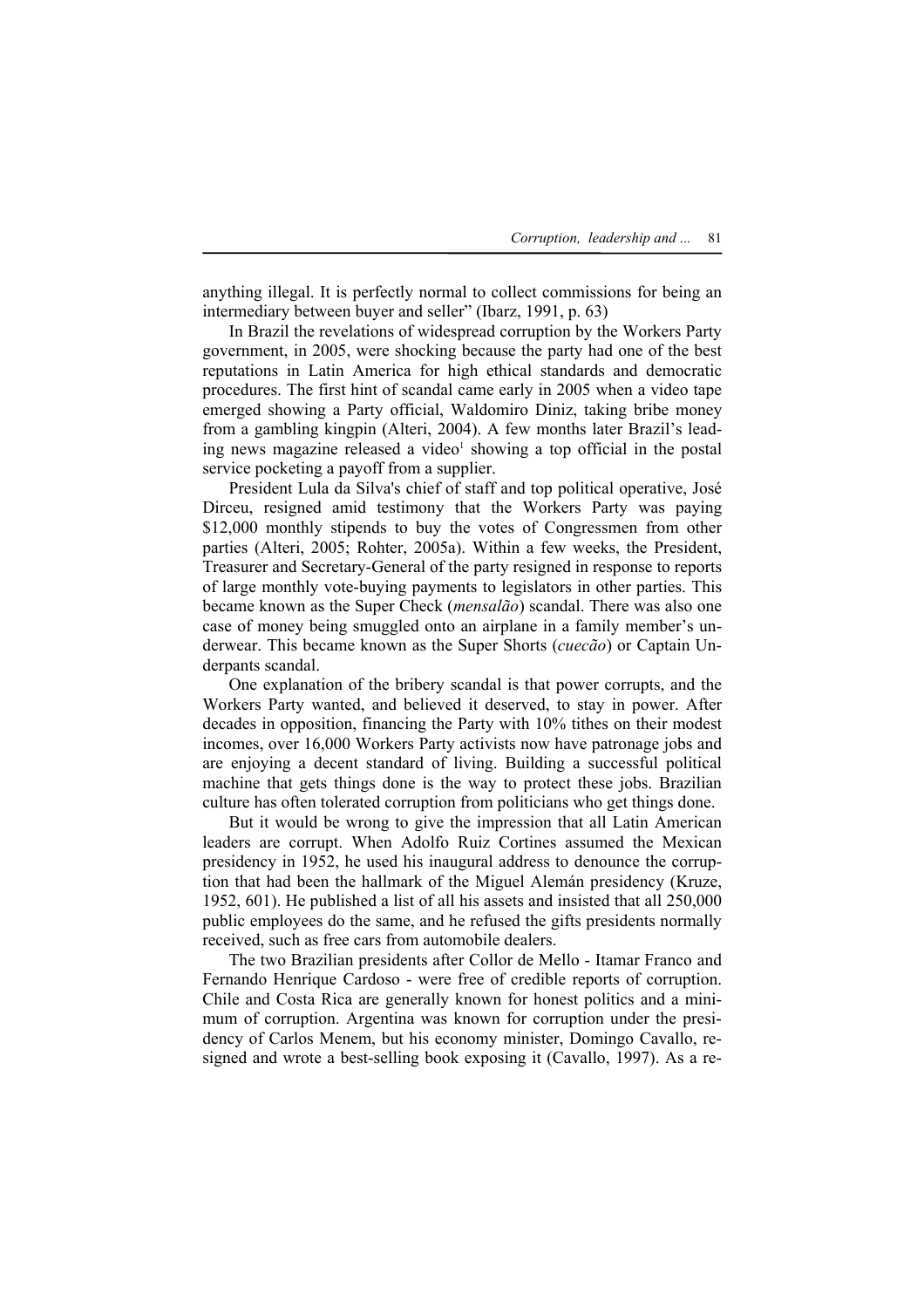anything illegal. It is perfectly normal to collect commissions for being an intermediary between buyer and seller" (Ibarz, 1991, p. 63)

In Brazil the revelations of widespread corruption by the Workers Party government, in 2005, were shocking because the party had one of the best reputations in Latin America for high ethical standards and democratic procedures. The first hint of scandal came early in 2005 when a video tape emerged showing a Party official, Waldomiro Diniz, taking bribe money from a gambling kingpin (Alteri, 2004). A few months later Brazil's leading news magazine released a video[1] showing a top official in the postal service pocketing a payoff from a supplier.

President Lula da Silva's chief of staff and top political operative, José Dirceu, resigned amid testimony that the Workers Party was paying $12,000 monthly stipends to buy the votes of Congressmen from other parties (Alteri, 2005; Rohter, 2005a). Within a few weeks, the President, Treasurer and Secretary-General of the party resigned in response to reports of large monthly vote-buying payments to legislators in other parties. This became known as the Super Check (*mensalão*) scandal. There was also one case of money being smuggled onto an airplane in a family member's underwear. This became known as the Super Shorts (*cuecão*) or Captain Underpants scandal.

One explanation of the bribery scandal is that power corrupts, and the Workers Party wanted, and believed it deserved, to stay in power. After decades in opposition, financing the Party with 10% tithes on their modest incomes, over 16,000 Workers Party activists now have patronage jobs and are enjoying a decent standard of living. Building a successful political machine that gets things done is the way to protect these jobs. Brazilian culture has often tolerated corruption from politicians who get things done.

But it would be wrong to give the impression that all Latin American leaders are corrupt. When Adolfo Ruiz Cortines assumed the Mexican presidency in 1952, he used his inaugural address to denounce the corruption that had been the hallmark of the Miguel Alemán presidency (Kruze, 1952, 601). He published a list of all his assets and insisted that all 250,000 public employees do the same, and he refused the gifts presidents normally received, such as free cars from automobile dealers.

The two Brazilian presidents after Collor de Mello - Itamar Franco and Fernando Henrique Cardoso - were free of credible reports of corruption. Chile and Costa Rica are generally known for honest politics and a minimum of corruption. Argentina was known for corruption under the presidency of Carlos Menem, but his economy minister, Domingo Cavallo, resigned and wrote a best-selling book exposing it (Cavallo, 1997). As a re-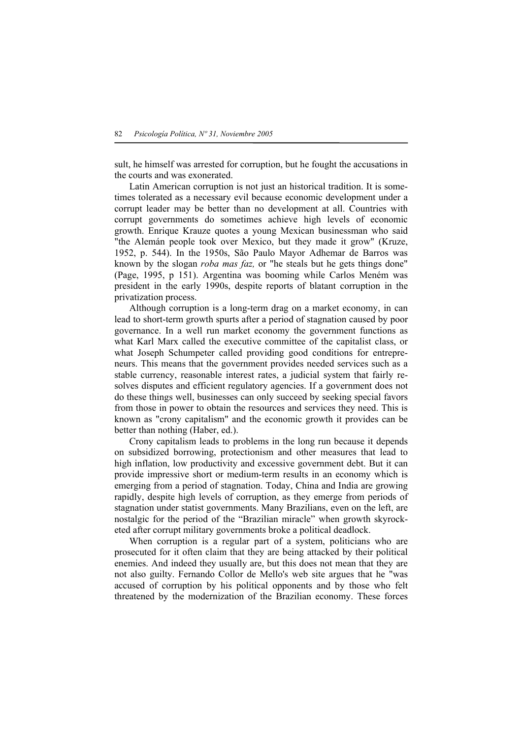sult, he himself was arrested for corruption, but he fought the accusations in the courts and was exonerated.

Latin American corruption is not just an historical tradition. It is sometimes tolerated as a necessary evil because economic development under a corrupt leader may be better than no development at all. Countries with corrupt governments do sometimes achieve high levels of economic growth. Enrique Krauze quotes a young Mexican businessman who said "the Alemán people took over Mexico, but they made it grow" (Kruze, 1952, p. 544). In the 1950s, São Paulo Mayor Adhemar de Barros was known by the slogan *roba mas faz,* or "he steals but he gets things done" (Page, 1995, p 151). Argentina was booming while Carlos Meném was president in the early 1990s, despite reports of blatant corruption in the privatization process.

Although corruption is a long-term drag on a market economy, in can lead to short-term growth spurts after a period of stagnation caused by poor governance. In a well run market economy the government functions as what Karl Marx called the executive committee of the capitalist class, or what Joseph Schumpeter called providing good conditions for entrepreneurs. This means that the government provides needed services such as a stable currency, reasonable interest rates, a judicial system that fairly resolves disputes and efficient regulatory agencies. If a government does not do these things well, businesses can only succeed by seeking special favors from those in power to obtain the resources and services they need. This is known as "crony capitalism" and the economic growth it provides can be better than nothing (Haber, ed.).

Crony capitalism leads to problems in the long run because it depends on subsidized borrowing, protectionism and other measures that lead to high inflation, low productivity and excessive government debt. But it can provide impressive short or medium-term results in an economy which is emerging from a period of stagnation. Today, China and India are growing rapidly, despite high levels of corruption, as they emerge from periods of stagnation under statist governments. Many Brazilians, even on the left, are nostalgic for the period of the "Brazilian miracle" when growth skyrocketed after corrupt military governments broke a political deadlock.

When corruption is a regular part of a system, politicians who are prosecuted for it often claim that they are being attacked by their political enemies. And indeed they usually are, but this does not mean that they are not also guilty. Fernando Collor de Mello's web site argues that he "was accused of corruption by his political opponents and by those who felt threatened by the modernization of the Brazilian economy. These forces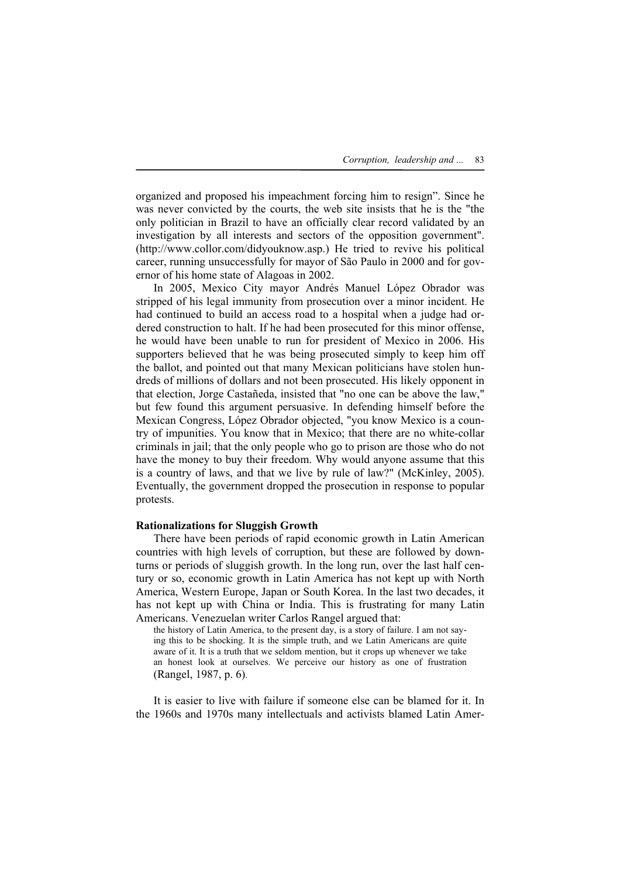organized and proposed his impeachment forcing him to resign". Since he was never convicted by the courts, the web site insists that he is the "the only politician in Brazil to have an officially clear record validated by an investigation by all interests and sectors of the opposition government". (http://www.collor.com/didyouknow.asp.) He tried to revive his political career, running unsuccessfully for mayor of São Paulo in 2000 and for governor of his home state of Alagoas in 2002.

In 2005, Mexico City mayor Andrés Manuel López Obrador was stripped of his legal immunity from prosecution over a minor incident. He had continued to build an access road to a hospital when a judge had ordered construction to halt. If he had been prosecuted for this minor offense, he would have been unable to run for president of Mexico in 2006. His supporters believed that he was being prosecuted simply to keep him off the ballot, and pointed out that many Mexican politicians have stolen hundreds of millions of dollars and not been prosecuted. His likely opponent in that election, Jorge Castañeda, insisted that "no one can be above the law," but few found this argument persuasive. In defending himself before the Mexican Congress, López Obrador objected, "you know Mexico is a country of impunities. You know that in Mexico; that there are no white-collar criminals in jail; that the only people who go to prison are those who do not have the money to buy their freedom. Why would anyone assume that this is a country of laws, and that we live by rule of law?" (McKinley, 2005). Eventually, the government dropped the prosecution in response to popular protests.

**Rationalizations for Sluggish Growth**

There have been periods of rapid economic growth in Latin American countries with high levels of corruption, but these are followed by downturns or periods of sluggish growth. In the long run, over the last half century or so, economic growth in Latin America has not kept up with North America, Western Europe, Japan or South Korea. In the last two decades, it has not kept up with China or India. This is frustrating for many Latin Americans. Venezuelan writer Carlos Rangel argued that:

> the history of Latin America, to the present day, is a story of failure. I am not saying this to be shocking. It is the simple truth, and we Latin Americans are quite aware of it. It is a truth that we seldom mention, but it crops up whenever we take an honest look at ourselves. We perceive our history as one of frustration (Rangel, 1987, p. 6).

It is easier to live with failure if someone else can be blamed for it. In the 1960s and 1970s many intellectuals and activists blamed Latin Amer-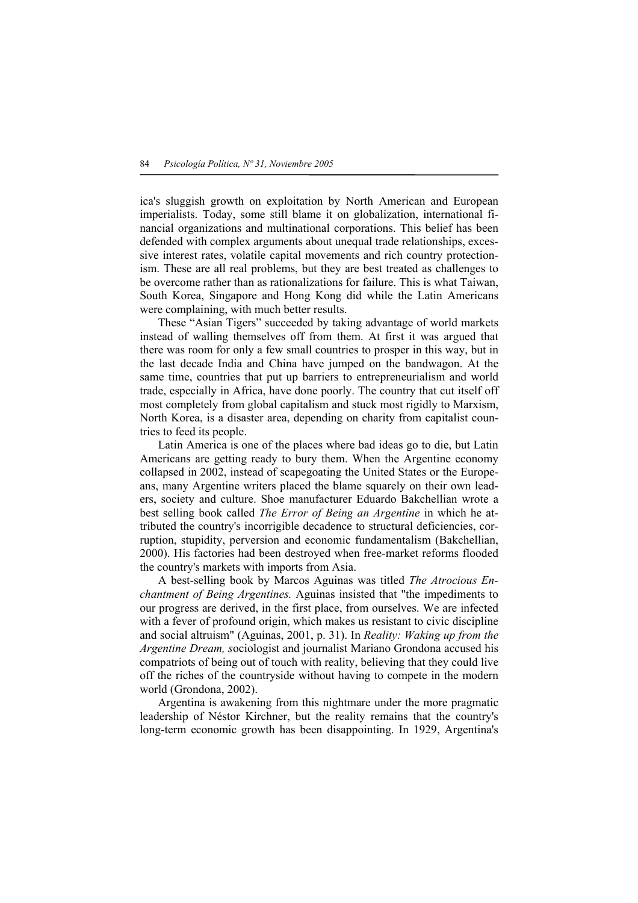ica's sluggish growth on exploitation by North American and European imperialists. Today, some still blame it on globalization, international financial organizations and multinational corporations. This belief has been defended with complex arguments about unequal trade relationships, excessive interest rates, volatile capital movements and rich country protectionism. These are all real problems, but they are best treated as challenges to be overcome rather than as rationalizations for failure. This is what Taiwan, South Korea, Singapore and Hong Kong did while the Latin Americans were complaining, with much better results.

These "Asian Tigers" succeeded by taking advantage of world markets instead of walling themselves off from them. At first it was argued that there was room for only a few small countries to prosper in this way, but in the last decade India and China have jumped on the bandwagon. At the same time, countries that put up barriers to entrepreneurialism and world trade, especially in Africa, have done poorly. The country that cut itself off most completely from global capitalism and stuck most rigidly to Marxism, North Korea, is a disaster area, depending on charity from capitalist countries to feed its people.

Latin America is one of the places where bad ideas go to die, but Latin Americans are getting ready to bury them. When the Argentine economy collapsed in 2002, instead of scapegoating the United States or the Europeans, many Argentine writers placed the blame squarely on their own leaders, society and culture. Shoe manufacturer Eduardo Bakchellian wrote a best selling book called *The Error of Being an Argentine* in which he attributed the country's incorrigible decadence to structural deficiencies, corruption, stupidity, perversion and economic fundamentalism (Bakchellian, 2000). His factories had been destroyed when free-market reforms flooded the country's markets with imports from Asia.

A best-selling book by Marcos Aguinas was titled *The Atrocious Enchantment of Being Argentines.* Aguinas insisted that "the impediments to our progress are derived, in the first place, from ourselves. We are infected with a fever of profound origin, which makes us resistant to civic discipline and social altruism" (Aguinas, 2001, p. 31). In *Reality: Waking up from the Argentine Dream,* sociologist and journalist Mariano Grondona accused his compatriots of being out of touch with reality, believing that they could live off the riches of the countryside without having to compete in the modern world (Grondona, 2002).

Argentina is awakening from this nightmare under the more pragmatic leadership of Néstor Kirchner, but the reality remains that the country's long-term economic growth has been disappointing. In 1929, Argentina's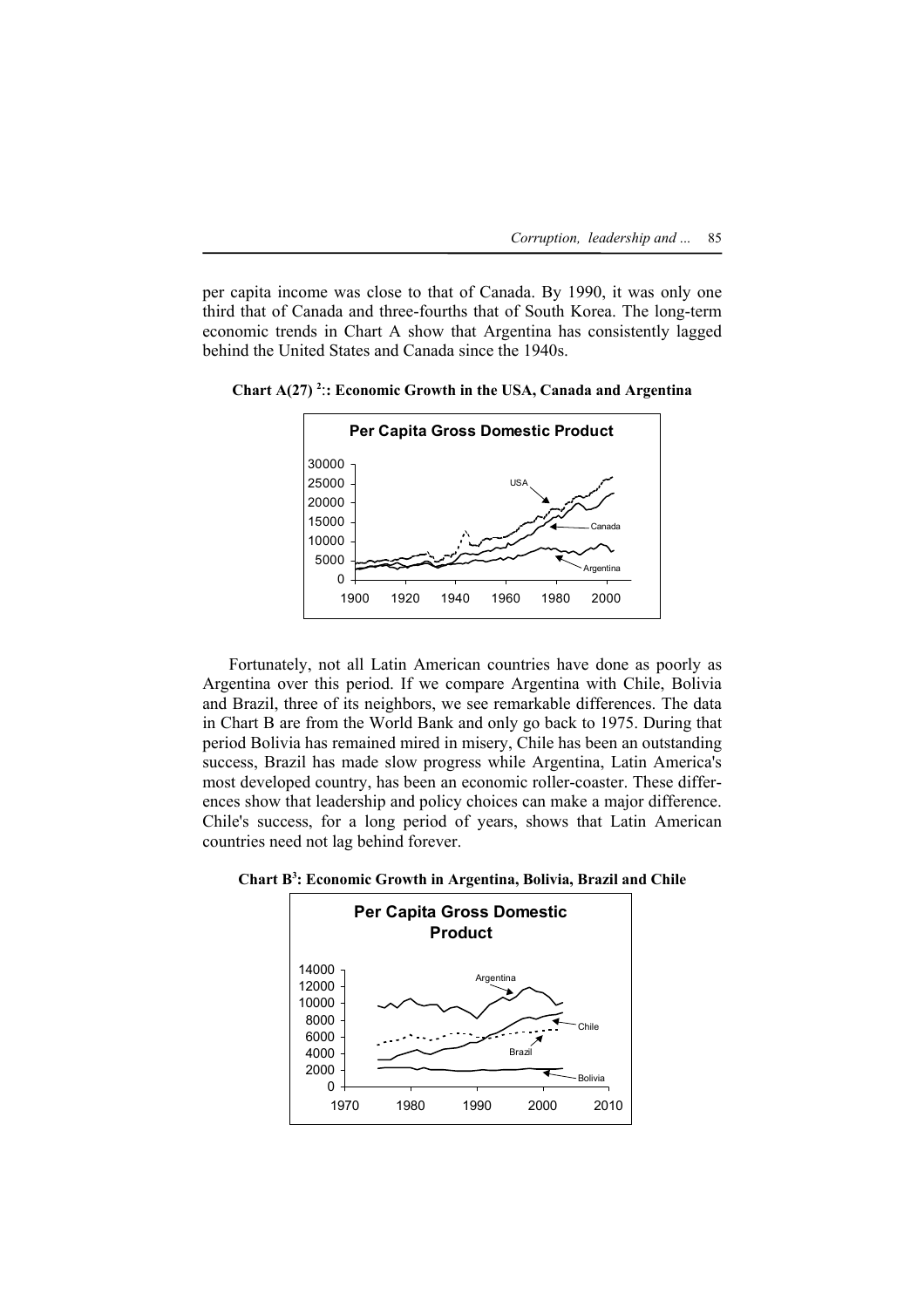per capita income was close to that of Canada. By 1990, it was only one third that of Canada and three-fourths that of South Korea. The long-term economic trends in Chart A show that Argentina has consistently lagged behind the United States and Canada since the 1940s.

**Chart A(27) [2]:: Economic Growth in the USA, Canada and Argentina**

Fortunately, not all Latin American countries have done as poorly as Argentina over this period. If we compare Argentina with Chile, Bolivia and Brazil, three of its neighbors, we see remarkable differences. The data in Chart B are from the World Bank and only go back to 1975. During that period Bolivia has remained mired in misery, Chile has been an outstanding success, Brazil has made slow progress while Argentina, Latin America's most developed country, has been an economic roller-coaster. These differences show that leadership and policy choices can make a major difference. Chile's success, for a long period of years, shows that Latin American countries need not lag behind forever.

**Chart B[3]: Economic Growth in Argentina, Bolivia, Brazil and Chile**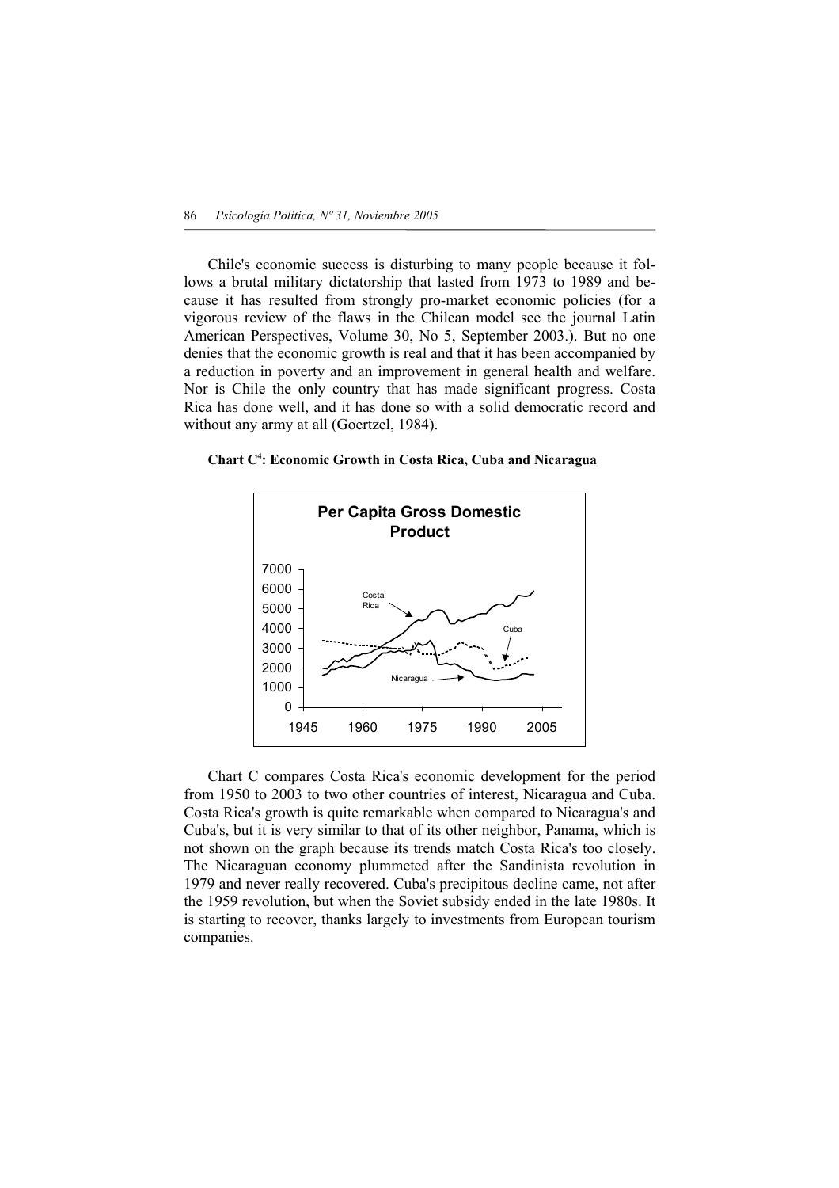Chile's economic success is disturbing to many people because it follows a brutal military dictatorship that lasted from 1973 to 1989 and because it has resulted from strongly pro-market economic policies (for a vigorous review of the flaws in the Chilean model see the journal Latin American Perspectives, Volume 30, No 5, September 2003.). But no one denies that the economic growth is real and that it has been accompanied by a reduction in poverty and an improvement in general health and welfare. Nor is Chile the only country that has made significant progress. Costa Rica has done well, and it has done so with a solid democratic record and without any army at all (Goertzel, 1984).

**Chart C[4]: Economic Growth in Costa Rica, Cuba and Nicaragua**

Chart C compares Costa Rica's economic development for the period from 1950 to 2003 to two other countries of interest, Nicaragua and Cuba. Costa Rica's growth is quite remarkable when compared to Nicaragua's and Cuba's, but it is very similar to that of its other neighbor, Panama, which is not shown on the graph because its trends match Costa Rica's too closely. The Nicaraguan economy plummeted after the Sandinista revolution in 1979 and never really recovered. Cuba's precipitous decline came, not after the 1959 revolution, but when the Soviet subsidy ended in the late 1980s. It is starting to recover, thanks largely to investments from European tourism companies.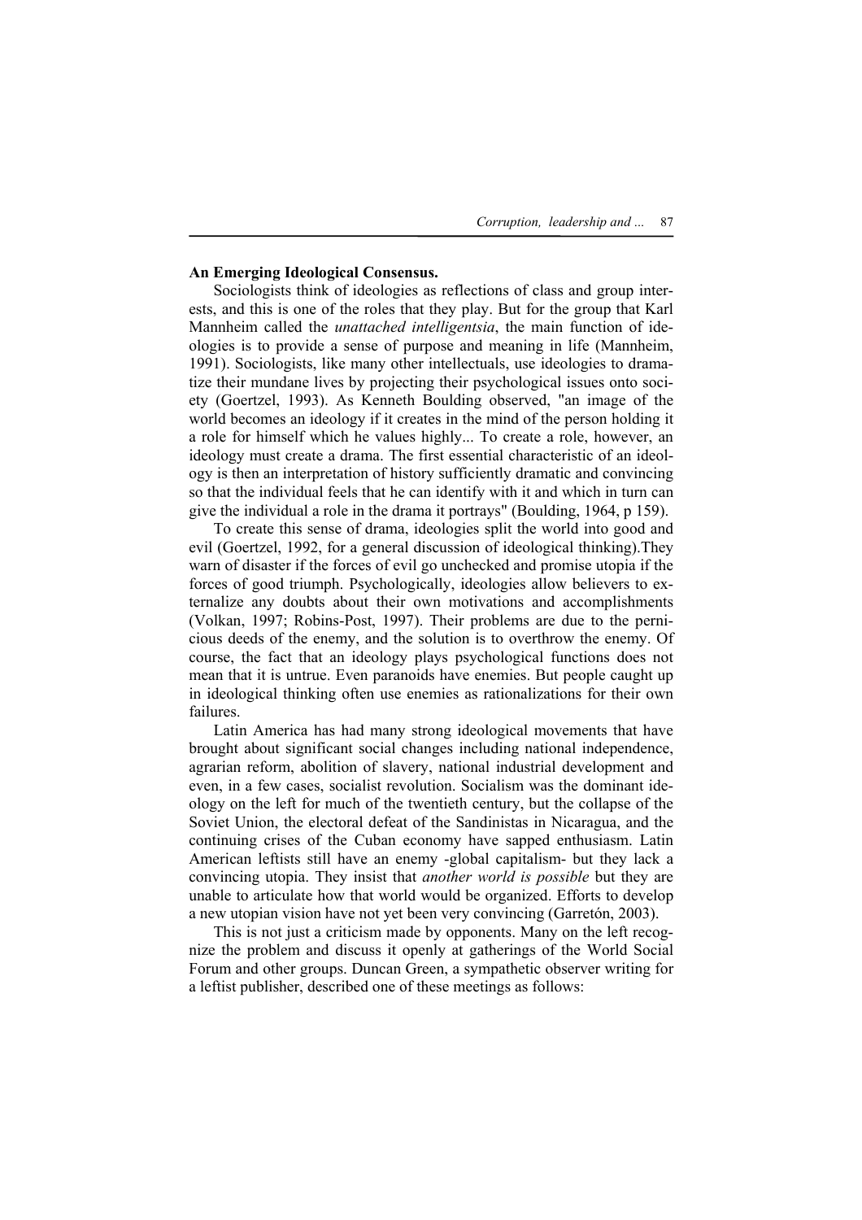**An Emerging Ideological Consensus.**

Sociologists think of ideologies as reflections of class and group interests, and this is one of the roles that they play. But for the group that Karl Mannheim called the *unattached intelligentsia*, the main function of ideologies is to provide a sense of purpose and meaning in life (Mannheim, 1991). Sociologists, like many other intellectuals, use ideologies to dramatize their mundane lives by projecting their psychological issues onto society (Goertzel, 1993). As Kenneth Boulding observed, "an image of the world becomes an ideology if it creates in the mind of the person holding it a role for himself which he values highly... To create a role, however, an ideology must create a drama. The first essential characteristic of an ideology is then an interpretation of history sufficiently dramatic and convincing so that the individual feels that he can identify with it and which in turn can give the individual a role in the drama it portrays" (Boulding, 1964, p 159).

To create this sense of drama, ideologies split the world into good and evil (Goertzel, 1992, for a general discussion of ideological thinking).They warn of disaster if the forces of evil go unchecked and promise utopia if the forces of good triumph. Psychologically, ideologies allow believers to externalize any doubts about their own motivations and accomplishments (Volkan, 1997; Robins-Post, 1997). Their problems are due to the pernicious deeds of the enemy, and the solution is to overthrow the enemy. Of course, the fact that an ideology plays psychological functions does not mean that it is untrue. Even paranoids have enemies. But people caught up in ideological thinking often use enemies as rationalizations for their own failures.

Latin America has had many strong ideological movements that have brought about significant social changes including national independence, agrarian reform, abolition of slavery, national industrial development and even, in a few cases, socialist revolution. Socialism was the dominant ideology on the left for much of the twentieth century, but the collapse of the Soviet Union, the electoral defeat of the Sandinistas in Nicaragua, and the continuing crises of the Cuban economy have sapped enthusiasm. Latin American leftists still have an enemy -global capitalism- but they lack a convincing utopia. They insist that *another world is possible* but they are unable to articulate how that world would be organized. Efforts to develop a new utopian vision have not yet been very convincing (Garretón, 2003).

This is not just a criticism made by opponents. Many on the left recognize the problem and discuss it openly at gatherings of the World Social Forum and other groups. Duncan Green, a sympathetic observer writing for a leftist publisher, described one of these meetings as follows: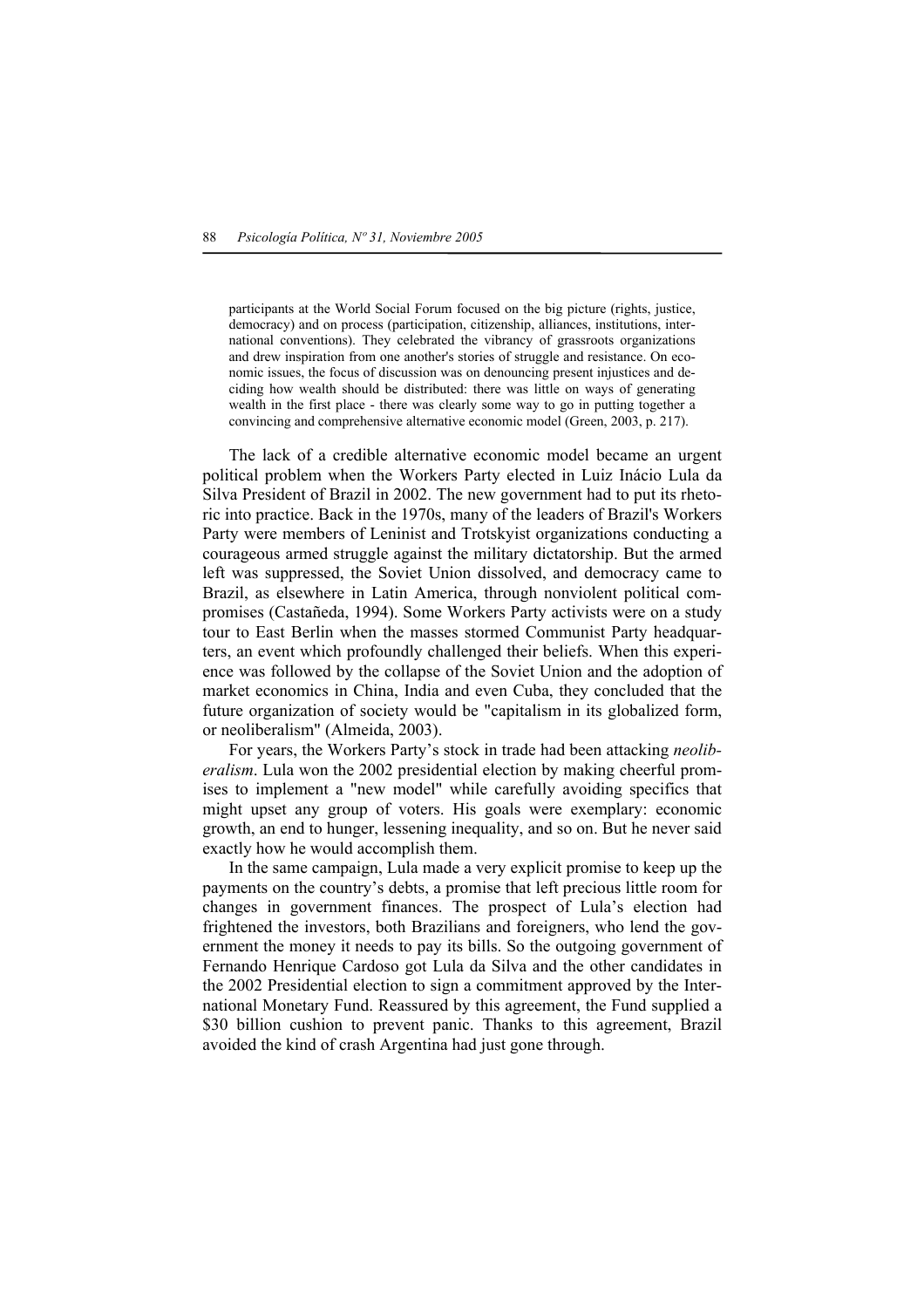> participants at the World Social Forum focused on the big picture (rights, justice, democracy) and on process (participation, citizenship, alliances, institutions, international conventions). They celebrated the vibrancy of grassroots organizations and drew inspiration from one another's stories of struggle and resistance. On economic issues, the focus of discussion was on denouncing present injustices and deciding how wealth should be distributed: there was little on ways of generating wealth in the first place - there was clearly some way to go in putting together a convincing and comprehensive alternative economic model (Green, 2003, p. 217).

The lack of a credible alternative economic model became an urgent political problem when the Workers Party elected in Luiz Inácio Lula da Silva President of Brazil in 2002. The new government had to put its rhetoric into practice. Back in the 1970s, many of the leaders of Brazil's Workers Party were members of Leninist and Trotskyist organizations conducting a courageous armed struggle against the military dictatorship. But the armed left was suppressed, the Soviet Union dissolved, and democracy came to Brazil, as elsewhere in Latin America, through nonviolent political compromises (Castañeda, 1994). Some Workers Party activists were on a study tour to East Berlin when the masses stormed Communist Party headquarters, an event which profoundly challenged their beliefs. When this experience was followed by the collapse of the Soviet Union and the adoption of market economics in China, India and even Cuba, they concluded that the future organization of society would be "capitalism in its globalized form, or neoliberalism" (Almeida, 2003).

For years, the Workers Party's stock in trade had been attacking *neoliberalism*. Lula won the 2002 presidential election by making cheerful promises to implement a "new model" while carefully avoiding specifics that might upset any group of voters. His goals were exemplary: economic growth, an end to hunger, lessening inequality, and so on. But he never said exactly how he would accomplish them.

In the same campaign, Lula made a very explicit promise to keep up the payments on the country's debts, a promise that left precious little room for changes in government finances. The prospect of Lula's election had frightened the investors, both Brazilians and foreigners, who lend the government the money it needs to pay its bills. So the outgoing government of Fernando Henrique Cardoso got Lula da Silva and the other candidates in the 2002 Presidential election to sign a commitment approved by the International Monetary Fund. Reassured by this agreement, the Fund supplied a \$30 billion cushion to prevent panic. Thanks to this agreement, Brazil avoided the kind of crash Argentina had just gone through.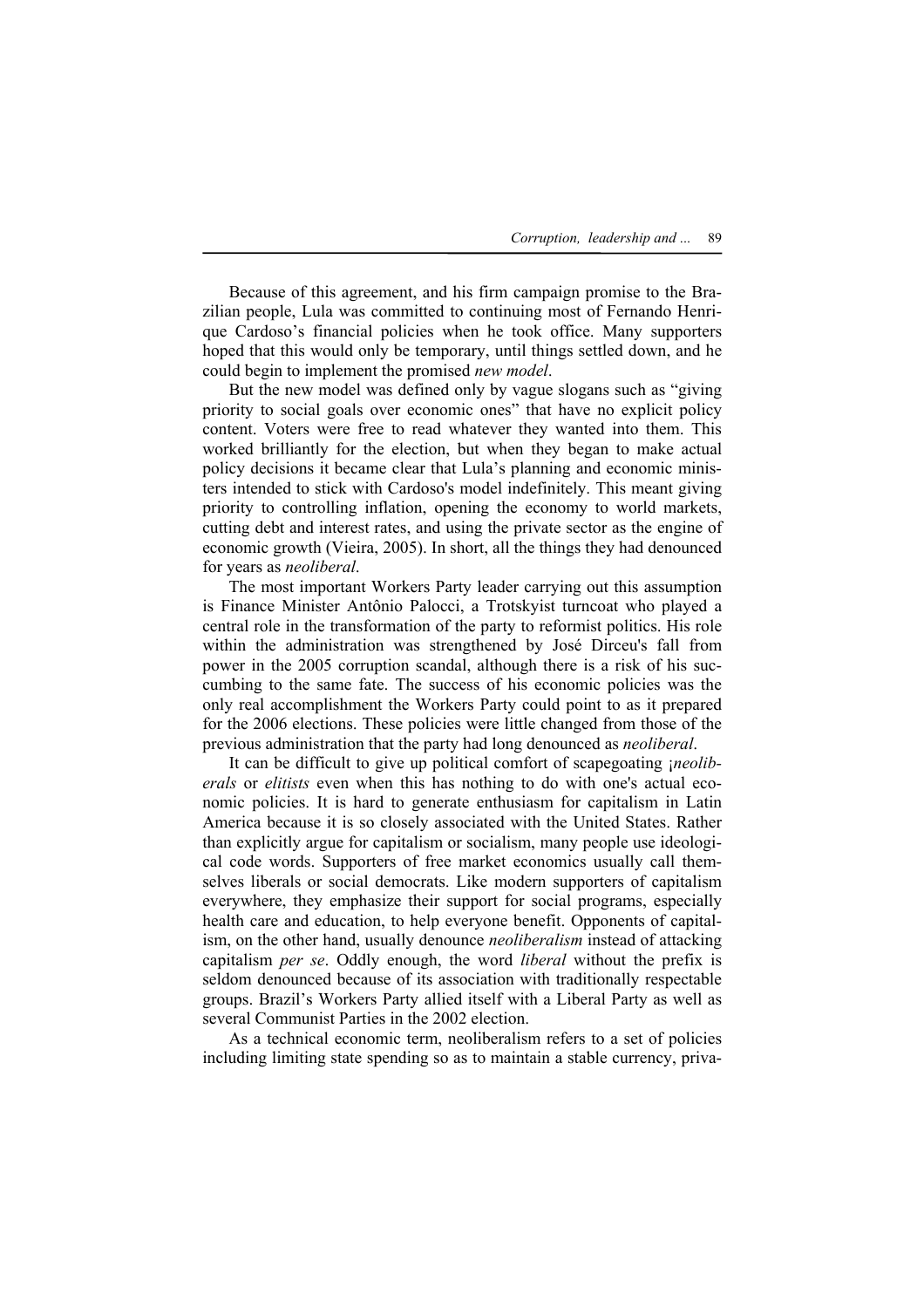Because of this agreement, and his firm campaign promise to the Brazilian people, Lula was committed to continuing most of Fernando Henrique Cardoso's financial policies when he took office. Many supporters hoped that this would only be temporary, until things settled down, and he could begin to implement the promised *new model*.

But the new model was defined only by vague slogans such as "giving priority to social goals over economic ones" that have no explicit policy content. Voters were free to read whatever they wanted into them. This worked brilliantly for the election, but when they began to make actual policy decisions it became clear that Lula's planning and economic ministers intended to stick with Cardoso's model indefinitely. This meant giving priority to controlling inflation, opening the economy to world markets, cutting debt and interest rates, and using the private sector as the engine of economic growth (Vieira, 2005). In short, all the things they had denounced for years as *neoliberal*.

The most important Workers Party leader carrying out this assumption is Finance Minister Antônio Palocci, a Trotskyist turncoat who played a central role in the transformation of the party to reformist politics. His role within the administration was strengthened by José Dirceu's fall from power in the 2005 corruption scandal, although there is a risk of his succumbing to the same fate. The success of his economic policies was the only real accomplishment the Workers Party could point to as it prepared for the 2006 elections. These policies were little changed from those of the previous administration that the party had long denounced as *neoliberal*.

It can be difficult to give up political comfort of scapegoating ¡*neoliberals* or *elitists* even when this has nothing to do with one's actual economic policies. It is hard to generate enthusiasm for capitalism in Latin America because it is so closely associated with the United States. Rather than explicitly argue for capitalism or socialism, many people use ideological code words. Supporters of free market economics usually call themselves liberals or social democrats. Like modern supporters of capitalism everywhere, they emphasize their support for social programs, especially health care and education, to help everyone benefit. Opponents of capitalism, on the other hand, usually denounce *neoliberalism* instead of attacking capitalism *per se*. Oddly enough, the word *liberal* without the prefix is seldom denounced because of its association with traditionally respectable groups. Brazil's Workers Party allied itself with a Liberal Party as well as several Communist Parties in the 2002 election.

As a technical economic term, neoliberalism refers to a set of policies including limiting state spending so as to maintain a stable currency, priva-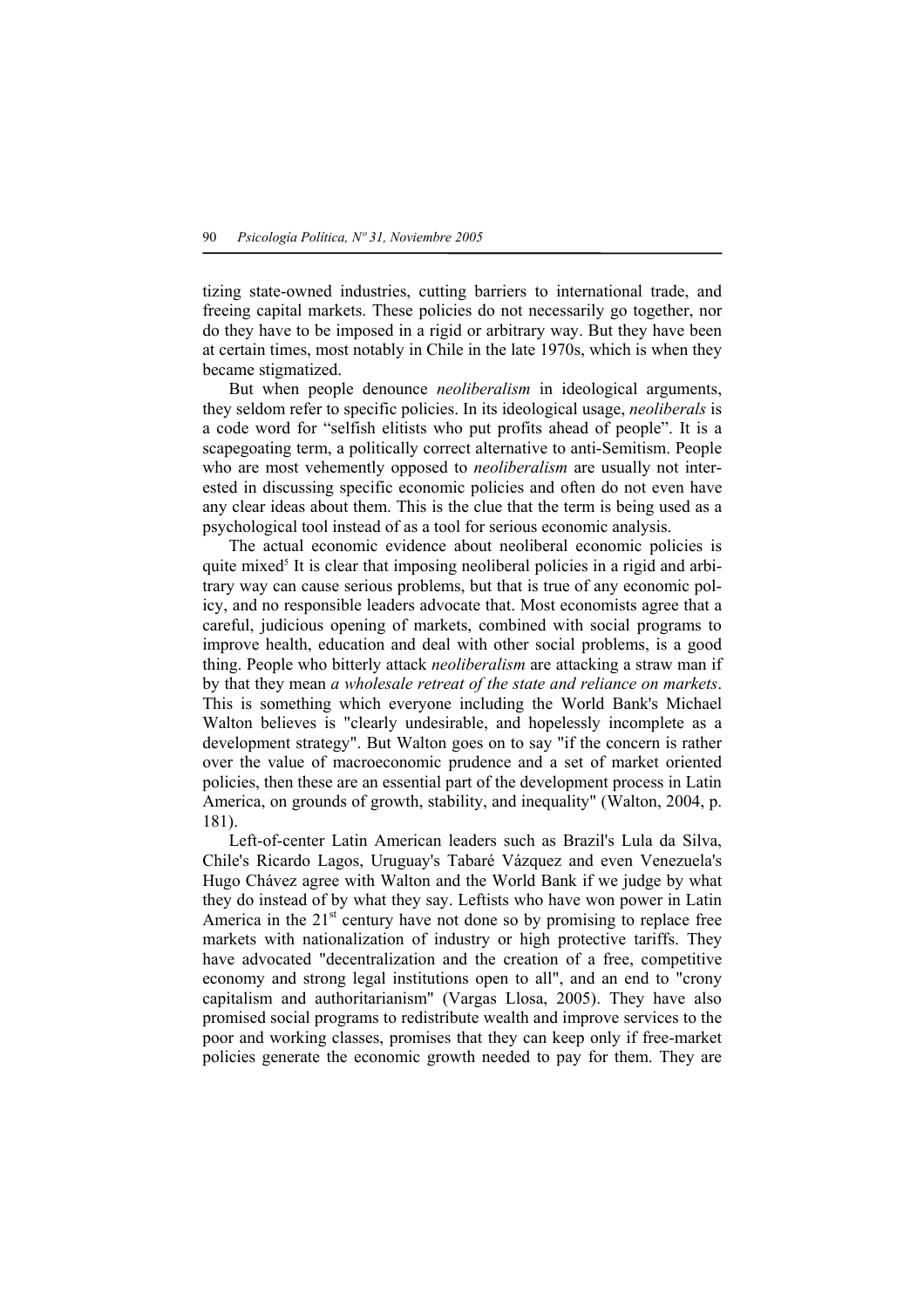tizing state-owned industries, cutting barriers to international trade, and freeing capital markets. These policies do not necessarily go together, nor do they have to be imposed in a rigid or arbitrary way. But they have been at certain times, most notably in Chile in the late 1970s, which is when they became stigmatized.

But when people denounce *neoliberalism* in ideological arguments, they seldom refer to specific policies. In its ideological usage, *neoliberals* is a code word for "selfish elitists who put profits ahead of people". It is a scapegoating term, a politically correct alternative to anti-Semitism. People who are most vehemently opposed to *neoliberalism* are usually not interested in discussing specific economic policies and often do not even have any clear ideas about them. This is the clue that the term is being used as a psychological tool instead of as a tool for serious economic analysis.

The actual economic evidence about neoliberal economic policies is quite mixed[5] It is clear that imposing neoliberal policies in a rigid and arbitrary way can cause serious problems, but that is true of any economic policy, and no responsible leaders advocate that. Most economists agree that a careful, judicious opening of markets, combined with social programs to improve health, education and deal with other social problems, is a good thing. People who bitterly attack *neoliberalism* are attacking a straw man if by that they mean *a wholesale retreat of the state and reliance on markets*. This is something which everyone including the World Bank's Michael Walton believes is "clearly undesirable, and hopelessly incomplete as a development strategy". But Walton goes on to say "if the concern is rather over the value of macroeconomic prudence and a set of market oriented policies, then these are an essential part of the development process in Latin America, on grounds of growth, stability, and inequality" (Walton, 2004, p. 181).

Left-of-center Latin American leaders such as Brazil's Lula da Silva, Chile's Ricardo Lagos, Uruguay's Tabaré Vázquez and even Venezuela's Hugo Chávez agree with Walton and the World Bank if we judge by what they do instead of by what they say. Leftists who have won power in Latin America in the 21st century have not done so by promising to replace free markets with nationalization of industry or high protective tariffs. They have advocated "decentralization and the creation of a free, competitive economy and strong legal institutions open to all", and an end to "crony capitalism and authoritarianism" (Vargas Llosa, 2005). They have also promised social programs to redistribute wealth and improve services to the poor and working classes, promises that they can keep only if free-market policies generate the economic growth needed to pay for them. They are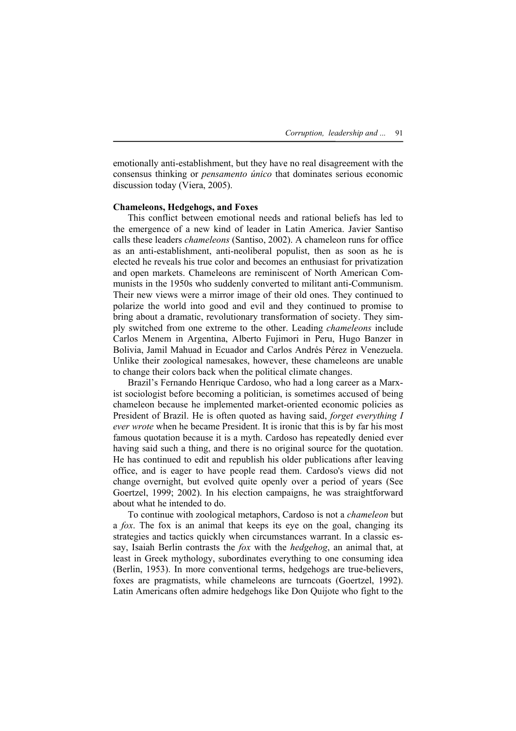emotionally anti-establishment, but they have no real disagreement with the consensus thinking or *pensamento único* that dominates serious economic discussion today (Viera, 2005).

**Chameleons, Hedgehogs, and Foxes**

This conflict between emotional needs and rational beliefs has led to the emergence of a new kind of leader in Latin America. Javier Santiso calls these leaders *chameleons* (Santiso, 2002). A chameleon runs for office as an anti-establishment, anti-neoliberal populist, then as soon as he is elected he reveals his true color and becomes an enthusiast for privatization and open markets. Chameleons are reminiscent of North American Communists in the 1950s who suddenly converted to militant anti-Communism. Their new views were a mirror image of their old ones. They continued to polarize the world into good and evil and they continued to promise to bring about a dramatic, revolutionary transformation of society. They simply switched from one extreme to the other. Leading *chameleons* include Carlos Menem in Argentina, Alberto Fujimori in Peru, Hugo Banzer in Bolivia, Jamil Mahuad in Ecuador and Carlos Andrés Pérez in Venezuela. Unlike their zoological namesakes, however, these chameleons are unable to change their colors back when the political climate changes.

Brazil's Fernando Henrique Cardoso, who had a long career as a Marxist sociologist before becoming a politician, is sometimes accused of being chameleon because he implemented market-oriented economic policies as President of Brazil. He is often quoted as having said, *forget everything I ever wrote* when he became President. It is ironic that this is by far his most famous quotation because it is a myth. Cardoso has repeatedly denied ever having said such a thing, and there is no original source for the quotation. He has continued to edit and republish his older publications after leaving office, and is eager to have people read them. Cardoso's views did not change overnight, but evolved quite openly over a period of years (See Goertzel, 1999; 2002). In his election campaigns, he was straightforward about what he intended to do.

To continue with zoological metaphors, Cardoso is not a *chameleon* but a *fox*. The fox is an animal that keeps its eye on the goal, changing its strategies and tactics quickly when circumstances warrant. In a classic essay, Isaiah Berlin contrasts the *fox* with the *hedgehog*, an animal that, at least in Greek mythology, subordinates everything to one consuming idea (Berlin, 1953). In more conventional terms, hedgehogs are true-believers, foxes are pragmatists, while chameleons are turncoats (Goertzel, 1992). Latin Americans often admire hedgehogs like Don Quijote who fight to the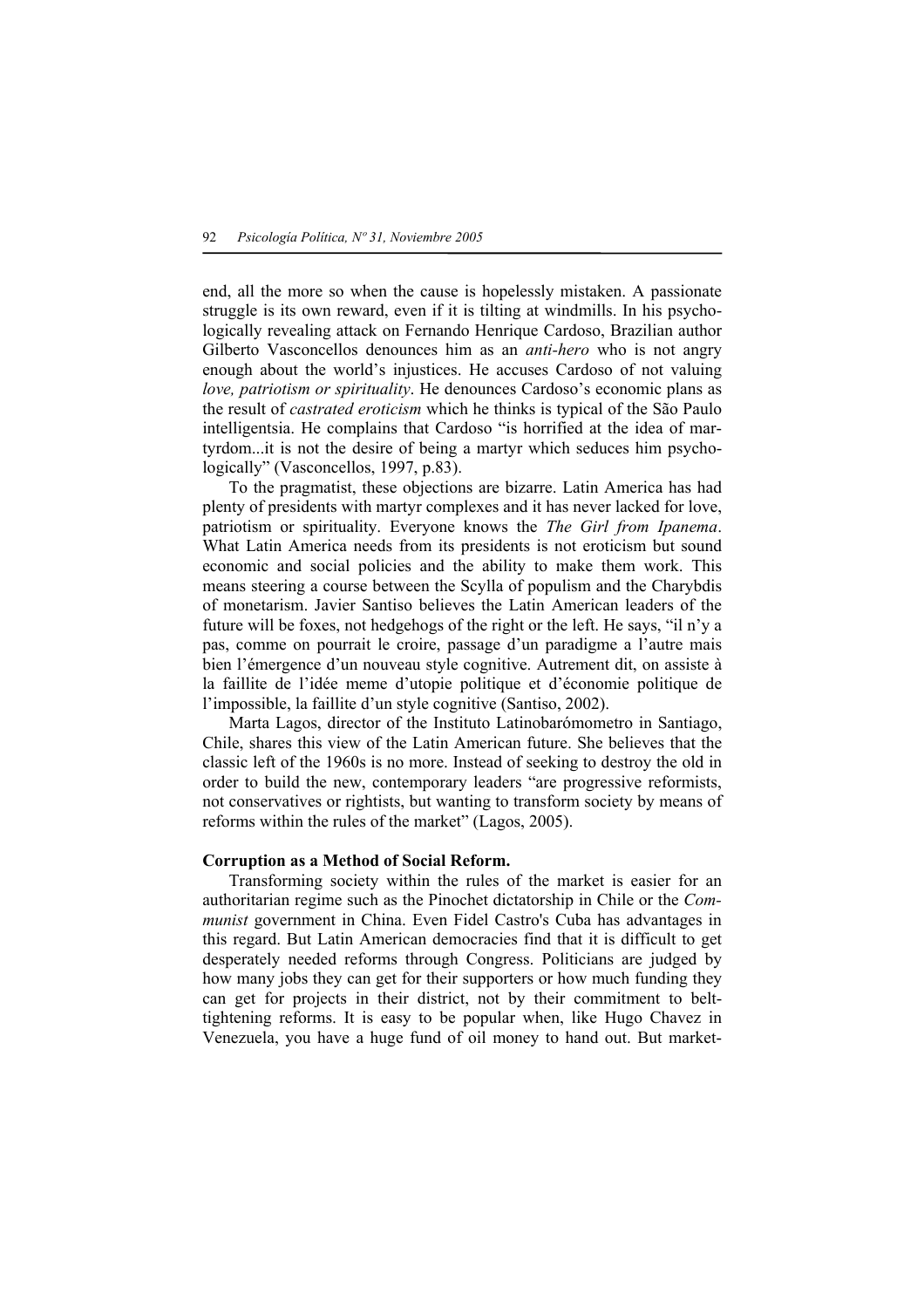end, all the more so when the cause is hopelessly mistaken. A passionate struggle is its own reward, even if it is tilting at windmills. In his psychologically revealing attack on Fernando Henrique Cardoso, Brazilian author Gilberto Vasconcellos denounces him as an *anti-hero* who is not angry enough about the world's injustices. He accuses Cardoso of not valuing *love, patriotism or spirituality*. He denounces Cardoso's economic plans as the result of *castrated eroticism* which he thinks is typical of the São Paulo intelligentsia. He complains that Cardoso "is horrified at the idea of martyrdom...it is not the desire of being a martyr which seduces him psychologically" (Vasconcellos, 1997, p.83).

To the pragmatist, these objections are bizarre. Latin America has had plenty of presidents with martyr complexes and it has never lacked for love, patriotism or spirituality. Everyone knows the *The Girl from Ipanema*. What Latin America needs from its presidents is not eroticism but sound economic and social policies and the ability to make them work. This means steering a course between the Scylla of populism and the Charybdis of monetarism. Javier Santiso believes the Latin American leaders of the future will be foxes, not hedgehogs of the right or the left. He says, "il n'y a pas, comme on pourrait le croire, passage d'un paradigme a l'autre mais bien l'émergence d'un nouveau style cognitive. Autrement dit, on assiste à la faillite de l'idée meme d'utopie politique et d'économie politique de l'impossible, la faillite d'un style cognitive (Santiso, 2002).

Marta Lagos, director of the Instituto Latinobarómometro in Santiago, Chile, shares this view of the Latin American future. She believes that the classic left of the 1960s is no more. Instead of seeking to destroy the old in order to build the new, contemporary leaders "are progressive reformists, not conservatives or rightists, but wanting to transform society by means of reforms within the rules of the market" (Lagos, 2005).

**Corruption as a Method of Social Reform.**

Transforming society within the rules of the market is easier for an authoritarian regime such as the Pinochet dictatorship in Chile or the *Communist* government in China. Even Fidel Castro's Cuba has advantages in this regard. But Latin American democracies find that it is difficult to get desperately needed reforms through Congress. Politicians are judged by how many jobs they can get for their supporters or how much funding they can get for projects in their district, not by their commitment to belt-tightening reforms. It is easy to be popular when, like Hugo Chavez in Venezuela, you have a huge fund of oil money to hand out. But market-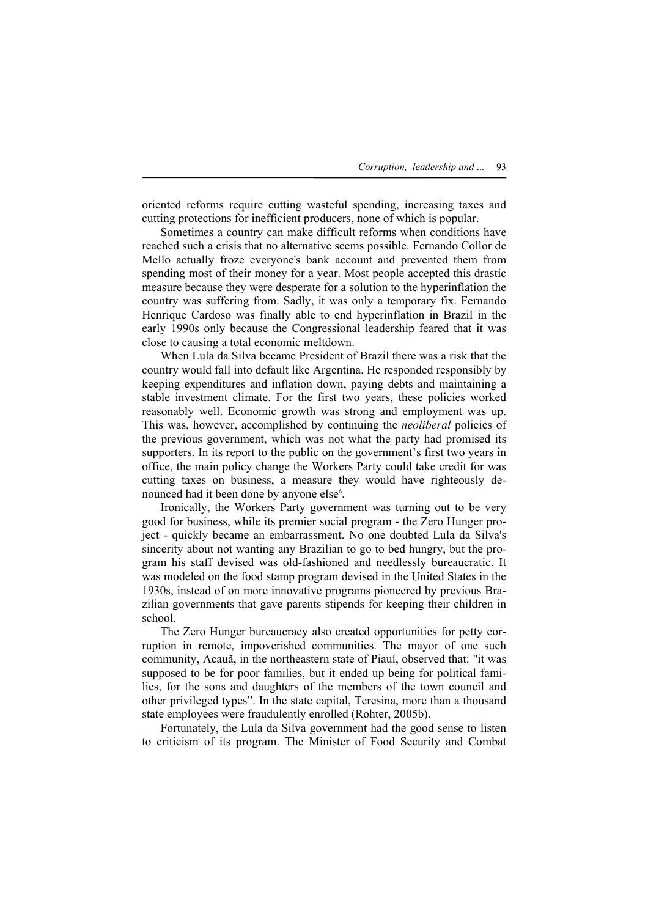oriented reforms require cutting wasteful spending, increasing taxes and cutting protections for inefficient producers, none of which is popular.

Sometimes a country can make difficult reforms when conditions have reached such a crisis that no alternative seems possible. Fernando Collor de Mello actually froze everyone's bank account and prevented them from spending most of their money for a year. Most people accepted this drastic measure because they were desperate for a solution to the hyperinflation the country was suffering from. Sadly, it was only a temporary fix. Fernando Henrique Cardoso was finally able to end hyperinflation in Brazil in the early 1990s only because the Congressional leadership feared that it was close to causing a total economic meltdown.

When Lula da Silva became President of Brazil there was a risk that the country would fall into default like Argentina. He responded responsibly by keeping expenditures and inflation down, paying debts and maintaining a stable investment climate. For the first two years, these policies worked reasonably well. Economic growth was strong and employment was up. This was, however, accomplished by continuing the *neoliberal* policies of the previous government, which was not what the party had promised its supporters. In its report to the public on the government's first two years in office, the main policy change the Workers Party could take credit for was cutting taxes on business, a measure they would have righteously denounced had it been done by anyone else[6].

Ironically, the Workers Party government was turning out to be very good for business, while its premier social program - the Zero Hunger project - quickly became an embarrassment. No one doubted Lula da Silva's sincerity about not wanting any Brazilian to go to bed hungry, but the program his staff devised was old-fashioned and needlessly bureaucratic. It was modeled on the food stamp program devised in the United States in the 1930s, instead of on more innovative programs pioneered by previous Brazilian governments that gave parents stipends for keeping their children in school.

The Zero Hunger bureaucracy also created opportunities for petty corruption in remote, impoverished communities. The mayor of one such community, Acauã, in the northeastern state of Piauí, observed that: "it was supposed to be for poor families, but it ended up being for political families, for the sons and daughters of the members of the town council and other privileged types". In the state capital, Teresina, more than a thousand state employees were fraudulently enrolled (Rohter, 2005b).

Fortunately, the Lula da Silva government had the good sense to listen to criticism of its program. The Minister of Food Security and Combat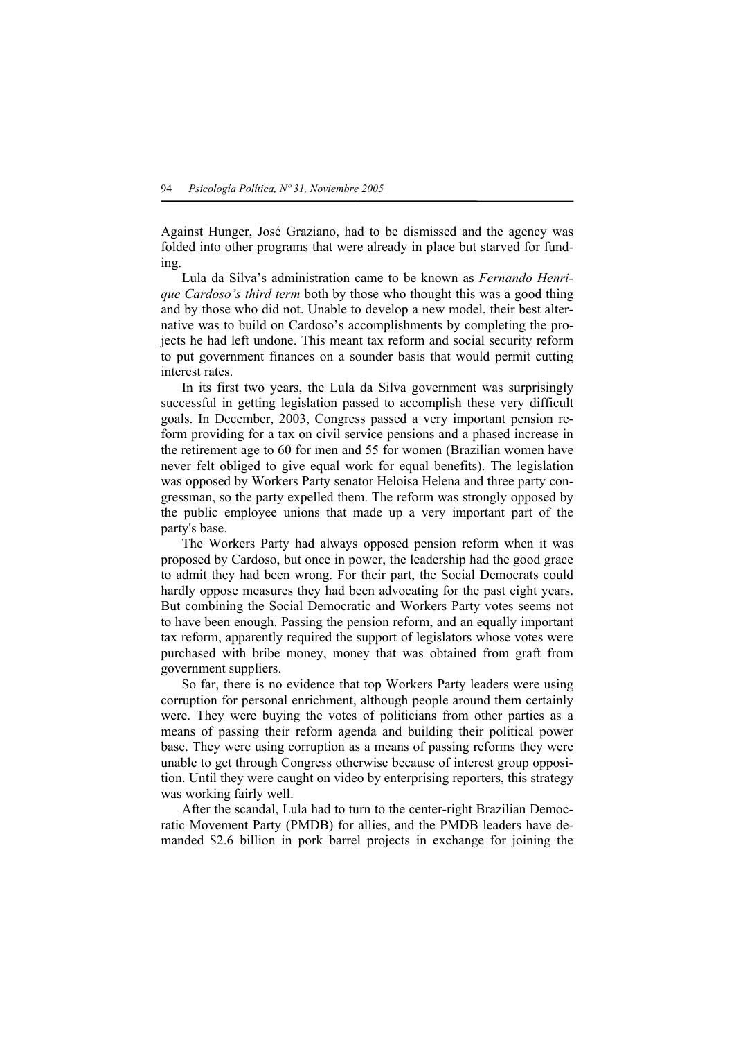Against Hunger, José Graziano, had to be dismissed and the agency was folded into other programs that were already in place but starved for funding.

Lula da Silva's administration came to be known as *Fernando Henrique Cardoso's third term* both by those who thought this was a good thing and by those who did not. Unable to develop a new model, their best alternative was to build on Cardoso's accomplishments by completing the projects he had left undone. This meant tax reform and social security reform to put government finances on a sounder basis that would permit cutting interest rates.

In its first two years, the Lula da Silva government was surprisingly successful in getting legislation passed to accomplish these very difficult goals. In December, 2003, Congress passed a very important pension reform providing for a tax on civil service pensions and a phased increase in the retirement age to 60 for men and 55 for women (Brazilian women have never felt obliged to give equal work for equal benefits). The legislation was opposed by Workers Party senator Heloisa Helena and three party congressman, so the party expelled them. The reform was strongly opposed by the public employee unions that made up a very important part of the party's base.

The Workers Party had always opposed pension reform when it was proposed by Cardoso, but once in power, the leadership had the good grace to admit they had been wrong. For their part, the Social Democrats could hardly oppose measures they had been advocating for the past eight years. But combining the Social Democratic and Workers Party votes seems not to have been enough. Passing the pension reform, and an equally important tax reform, apparently required the support of legislators whose votes were purchased with bribe money, money that was obtained from graft from government suppliers.

So far, there is no evidence that top Workers Party leaders were using corruption for personal enrichment, although people around them certainly were. They were buying the votes of politicians from other parties as a means of passing their reform agenda and building their political power base. They were using corruption as a means of passing reforms they were unable to get through Congress otherwise because of interest group opposition. Until they were caught on video by enterprising reporters, this strategy was working fairly well.

After the scandal, Lula had to turn to the center-right Brazilian Democratic Movement Party (PMDB) for allies, and the PMDB leaders have demanded $2.6 billion in pork barrel projects in exchange for joining the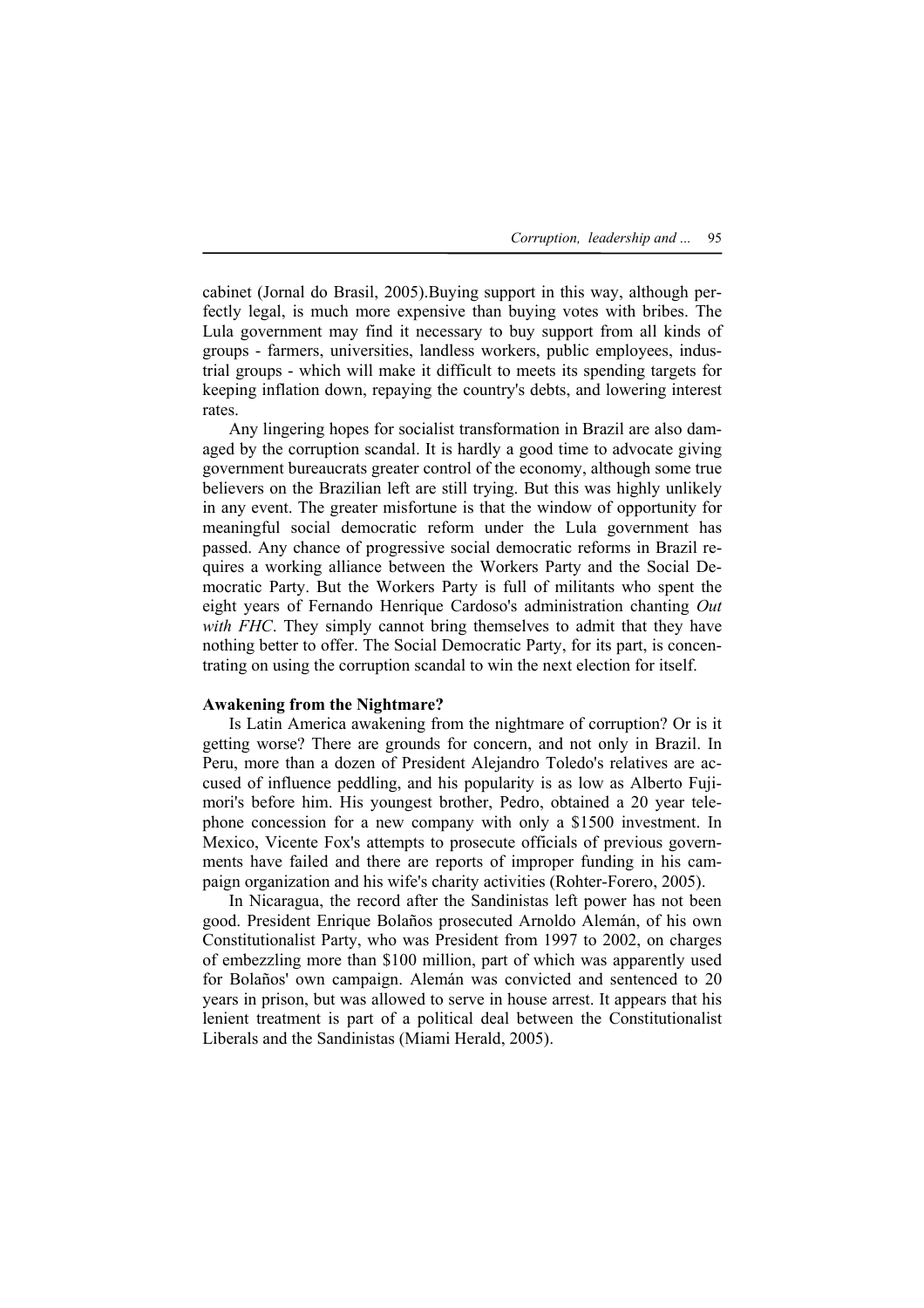cabinet (Jornal do Brasil, 2005).Buying support in this way, although perfectly legal, is much more expensive than buying votes with bribes. The Lula government may find it necessary to buy support from all kinds of groups - farmers, universities, landless workers, public employees, industrial groups - which will make it difficult to meets its spending targets for keeping inflation down, repaying the country's debts, and lowering interest rates.

Any lingering hopes for socialist transformation in Brazil are also damaged by the corruption scandal. It is hardly a good time to advocate giving government bureaucrats greater control of the economy, although some true believers on the Brazilian left are still trying. But this was highly unlikely in any event. The greater misfortune is that the window of opportunity for meaningful social democratic reform under the Lula government has passed. Any chance of progressive social democratic reforms in Brazil requires a working alliance between the Workers Party and the Social Democratic Party. But the Workers Party is full of militants who spent the eight years of Fernando Henrique Cardoso's administration chanting *Out with FHC*. They simply cannot bring themselves to admit that they have nothing better to offer. The Social Democratic Party, for its part, is concentrating on using the corruption scandal to win the next election for itself.

**Awakening from the Nightmare?**

Is Latin America awakening from the nightmare of corruption? Or is it getting worse? There are grounds for concern, and not only in Brazil. In Peru, more than a dozen of President Alejandro Toledo's relatives are accused of influence peddling, and his popularity is as low as Alberto Fujimori's before him. His youngest brother, Pedro, obtained a 20 year telephone concession for a new company with only a \$1500 investment. In Mexico, Vicente Fox's attempts to prosecute officials of previous governments have failed and there are reports of improper funding in his campaign organization and his wife's charity activities (Rohter-Forero, 2005).

In Nicaragua, the record after the Sandinistas left power has not been good. President Enrique Bolaños prosecuted Arnoldo Alemán, of his own Constitutionalist Party, who was President from 1997 to 2002, on charges of embezzling more than \$100 million, part of which was apparently used for Bolaños' own campaign. Alemán was convicted and sentenced to 20 years in prison, but was allowed to serve in house arrest. It appears that his lenient treatment is part of a political deal between the Constitutionalist Liberals and the Sandinistas (Miami Herald, 2005).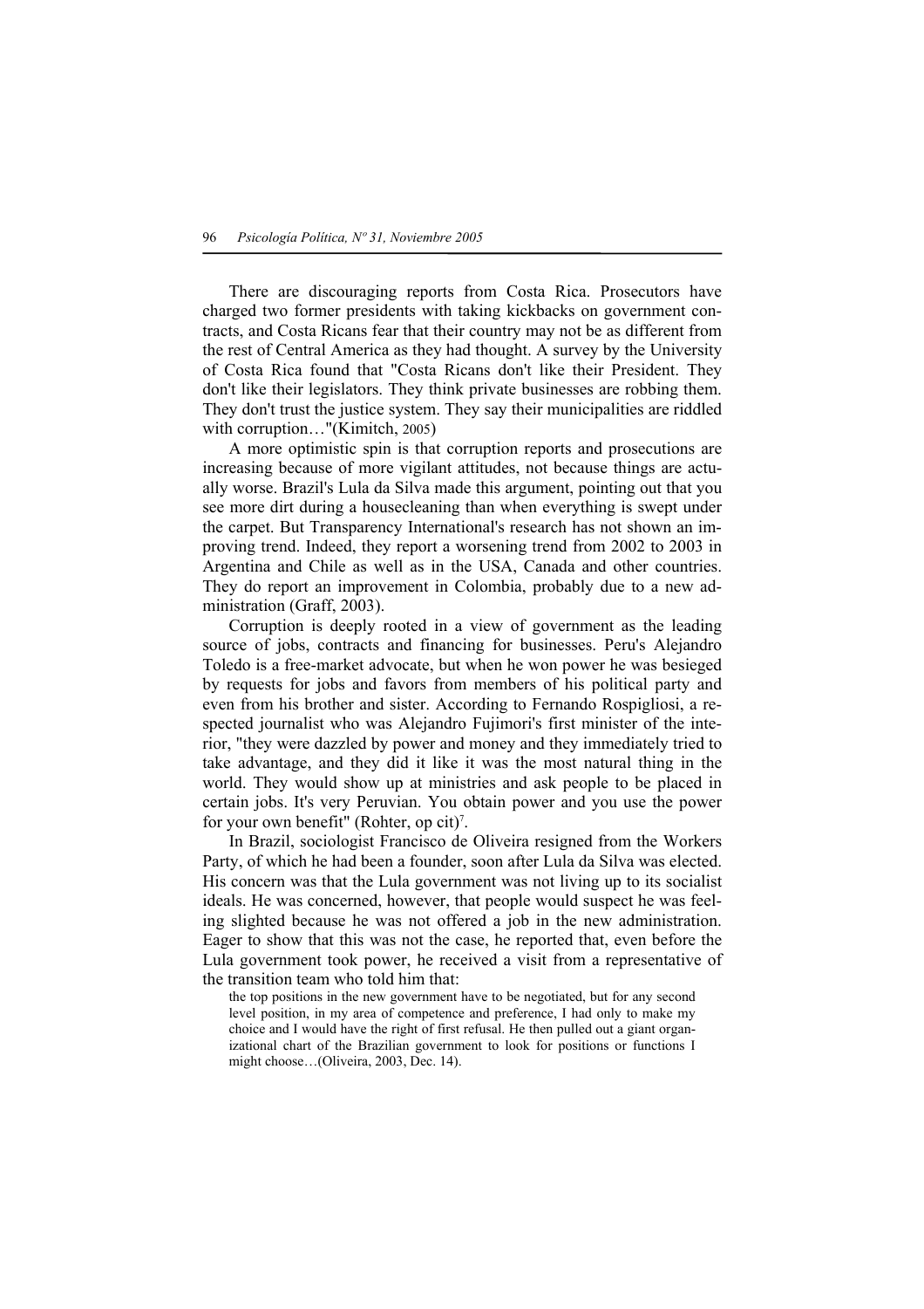There are discouraging reports from Costa Rica. Prosecutors have charged two former presidents with taking kickbacks on government contracts, and Costa Ricans fear that their country may not be as different from the rest of Central America as they had thought. A survey by the University of Costa Rica found that "Costa Ricans don't like their President. They don't like their legislators. They think private businesses are robbing them. They don't trust the justice system. They say their municipalities are riddled with corruption…"(Kimitch, 2005)

A more optimistic spin is that corruption reports and prosecutions are increasing because of more vigilant attitudes, not because things are actually worse. Brazil's Lula da Silva made this argument, pointing out that you see more dirt during a housecleaning than when everything is swept under the carpet. But Transparency International's research has not shown an improving trend. Indeed, they report a worsening trend from 2002 to 2003 in Argentina and Chile as well as in the USA, Canada and other countries. They do report an improvement in Colombia, probably due to a new administration (Graff, 2003).

Corruption is deeply rooted in a view of government as the leading source of jobs, contracts and financing for businesses. Peru's Alejandro Toledo is a free-market advocate, but when he won power he was besieged by requests for jobs and favors from members of his political party and even from his brother and sister. According to Fernando Rospigliosi, a respected journalist who was Alejandro Fujimori's first minister of the interior, "they were dazzled by power and money and they immediately tried to take advantage, and they did it like it was the most natural thing in the world. They would show up at ministries and ask people to be placed in certain jobs. It's very Peruvian. You obtain power and you use the power for your own benefit" (Rohter, op cit)[7].

In Brazil, sociologist Francisco de Oliveira resigned from the Workers Party, of which he had been a founder, soon after Lula da Silva was elected. His concern was that the Lula government was not living up to its socialist ideals. He was concerned, however, that people would suspect he was feeling slighted because he was not offered a job in the new administration. Eager to show that this was not the case, he reported that, even before the Lula government took power, he received a visit from a representative of the transition team who told him that:

> the top positions in the new government have to be negotiated, but for any second level position, in my area of competence and preference, I had only to make my choice and I would have the right of first refusal. He then pulled out a giant organizational chart of the Brazilian government to look for positions or functions I might choose…(Oliveira, 2003, Dec. 14).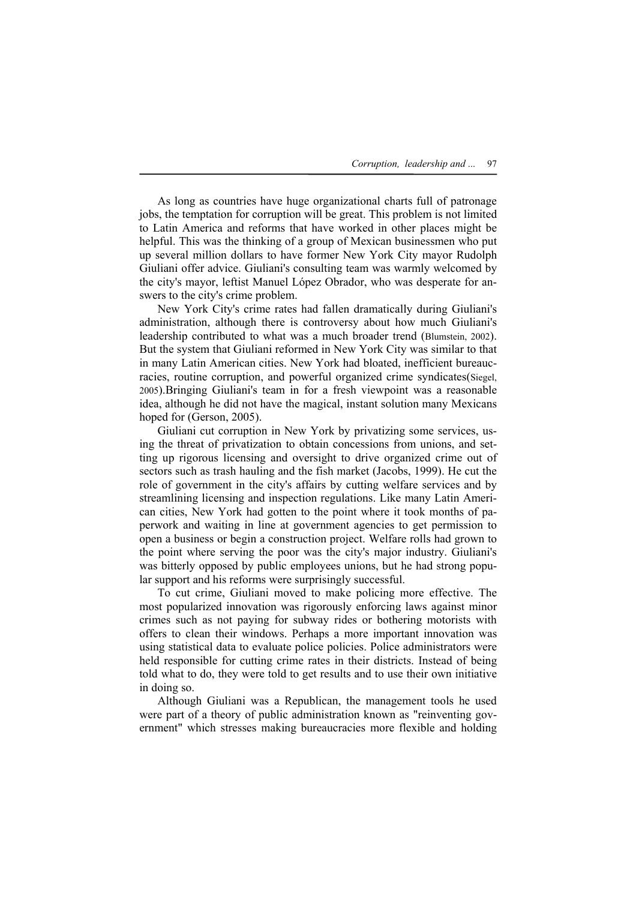As long as countries have huge organizational charts full of patronage jobs, the temptation for corruption will be great. This problem is not limited to Latin America and reforms that have worked in other places might be helpful. This was the thinking of a group of Mexican businessmen who put up several million dollars to have former New York City mayor Rudolph Giuliani offer advice. Giuliani's consulting team was warmly welcomed by the city's mayor, leftist Manuel López Obrador, who was desperate for answers to the city's crime problem.

New York City's crime rates had fallen dramatically during Giuliani's administration, although there is controversy about how much Giuliani's leadership contributed to what was a much broader trend (Blumstein, 2002). But the system that Giuliani reformed in New York City was similar to that in many Latin American cities. New York had bloated, inefficient bureaucracies, routine corruption, and powerful organized crime syndicates(Siegel, 2005).Bringing Giuliani's team in for a fresh viewpoint was a reasonable idea, although he did not have the magical, instant solution many Mexicans hoped for (Gerson, 2005).

Giuliani cut corruption in New York by privatizing some services, using the threat of privatization to obtain concessions from unions, and setting up rigorous licensing and oversight to drive organized crime out of sectors such as trash hauling and the fish market (Jacobs, 1999). He cut the role of government in the city's affairs by cutting welfare services and by streamlining licensing and inspection regulations. Like many Latin American cities, New York had gotten to the point where it took months of paperwork and waiting in line at government agencies to get permission to open a business or begin a construction project. Welfare rolls had grown to the point where serving the poor was the city's major industry. Giuliani's was bitterly opposed by public employees unions, but he had strong popular support and his reforms were surprisingly successful.

To cut crime, Giuliani moved to make policing more effective. The most popularized innovation was rigorously enforcing laws against minor crimes such as not paying for subway rides or bothering motorists with offers to clean their windows. Perhaps a more important innovation was using statistical data to evaluate police policies. Police administrators were held responsible for cutting crime rates in their districts. Instead of being told what to do, they were told to get results and to use their own initiative in doing so.

Although Giuliani was a Republican, the management tools he used were part of a theory of public administration known as "reinventing government" which stresses making bureaucracies more flexible and holding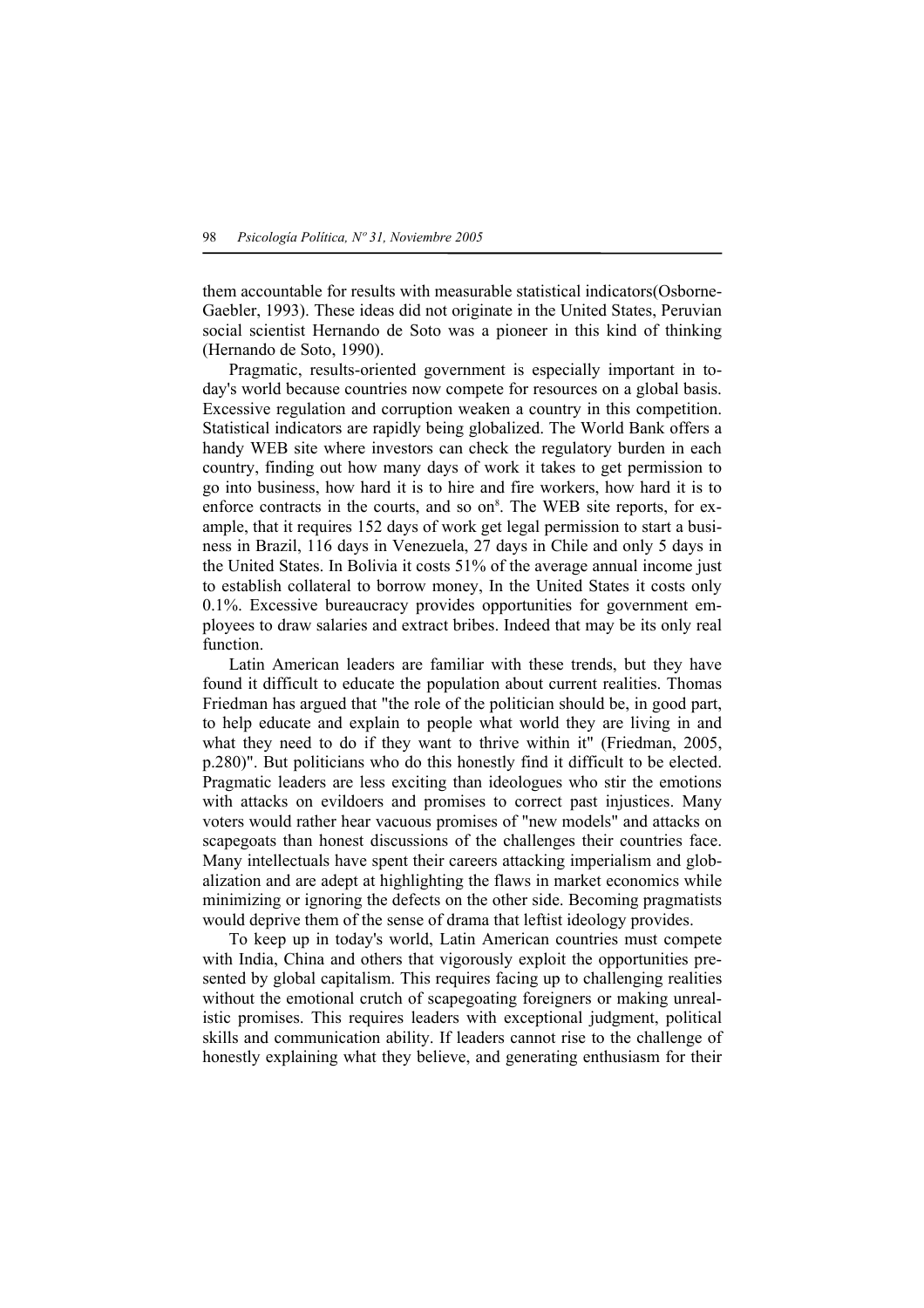them accountable for results with measurable statistical indicators(Osborne-Gaebler, 1993). These ideas did not originate in the United States, Peruvian social scientist Hernando de Soto was a pioneer in this kind of thinking (Hernando de Soto, 1990).

Pragmatic, results-oriented government is especially important in today's world because countries now compete for resources on a global basis. Excessive regulation and corruption weaken a country in this competition. Statistical indicators are rapidly being globalized. The World Bank offers a handy WEB site where investors can check the regulatory burden in each country, finding out how many days of work it takes to get permission to go into business, how hard it is to hire and fire workers, how hard it is to enforce contracts in the courts, and so on[8]. The WEB site reports, for example, that it requires 152 days of work get legal permission to start a business in Brazil, 116 days in Venezuela, 27 days in Chile and only 5 days in the United States. In Bolivia it costs 51% of the average annual income just to establish collateral to borrow money, In the United States it costs only 0.1%. Excessive bureaucracy provides opportunities for government employees to draw salaries and extract bribes. Indeed that may be its only real function.

Latin American leaders are familiar with these trends, but they have found it difficult to educate the population about current realities. Thomas Friedman has argued that "the role of the politician should be, in good part, to help educate and explain to people what world they are living in and what they need to do if they want to thrive within it" (Friedman, 2005, p.280)". But politicians who do this honestly find it difficult to be elected. Pragmatic leaders are less exciting than ideologues who stir the emotions with attacks on evildoers and promises to correct past injustices. Many voters would rather hear vacuous promises of "new models" and attacks on scapegoats than honest discussions of the challenges their countries face. Many intellectuals have spent their careers attacking imperialism and globalization and are adept at highlighting the flaws in market economics while minimizing or ignoring the defects on the other side. Becoming pragmatists would deprive them of the sense of drama that leftist ideology provides.

To keep up in today's world, Latin American countries must compete with India, China and others that vigorously exploit the opportunities presented by global capitalism. This requires facing up to challenging realities without the emotional crutch of scapegoating foreigners or making unrealistic promises. This requires leaders with exceptional judgment, political skills and communication ability. If leaders cannot rise to the challenge of honestly explaining what they believe, and generating enthusiasm for their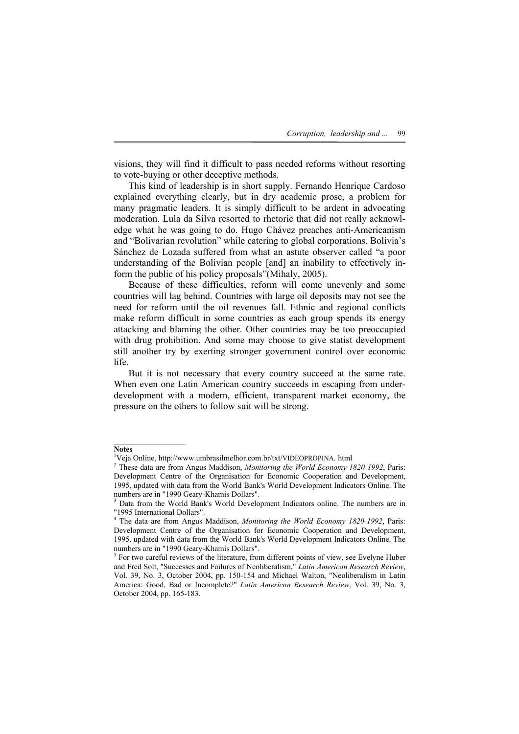visions, they will find it difficult to pass needed reforms without resorting to vote-buying or other deceptive methods.

This kind of leadership is in short supply. Fernando Henrique Cardoso explained everything clearly, but in dry academic prose, a problem for many pragmatic leaders. It is simply difficult to be ardent in advocating moderation. Lula da Silva resorted to rhetoric that did not really acknowledge what he was going to do. Hugo Chávez preaches anti-Americanism and "Bolivarian revolution" while catering to global corporations. Bolivia's Sánchez de Lozada suffered from what an astute observer called "a poor understanding of the Bolivian people [and] an inability to effectively inform the public of his policy proposals"(Mihaly, 2005).

Because of these difficulties, reform will come unevenly and some countries will lag behind. Countries with large oil deposits may not see the need for reform until the oil revenues fall. Ethnic and regional conflicts make reform difficult in some countries as each group spends its energy attacking and blaming the other. Other countries may be too preoccupied with drug prohibition. And some may choose to give statist development still another try by exerting stronger government control over economic life.

But it is not necessary that every country succeed at the same rate. When even one Latin American country succeeds in escaping from underdevelopment with a modern, efficient, transparent market economy, the pressure on the others to follow suit will be strong.

---

**Notes**

[1] Veja Online, http://www.umbrasilmelhor.com.br/txt/VIDEOPROPINA. html

[2] These data are from Angus Maddison, *Monitoring the World Economy 1820-1992*, Paris: Development Centre of the Organisation for Economic Cooperation and Development, 1995, updated with data from the World Bank's World Development Indicators Online. The numbers are in "1990 Geary-Khamis Dollars".

[3] Data from the World Bank's World Development Indicators online. The numbers are in "1995 International Dollars".

[4] The data are from Angus Maddison, *Monitoring the World Economy 1820-1992*, Paris: Development Centre of the Organisation for Economic Cooperation and Development, 1995, updated with data from the World Bank's World Development Indicators Online. The numbers are in "1990 Geary-Khamis Dollars".

[5] For two careful reviews of the literature, from different points of view, see Evelyne Huber and Fred Solt, "Successes and Failures of Neoliberalism," *Latin American Research Review*, Vol. 39, No. 3, October 2004, pp. 150-154 and Michael Walton, "Neoliberalism in Latin America: Good, Bad or Incomplete?" *Latin American Research Review*, Vol. 39, No. 3, October 2004, pp. 165-183.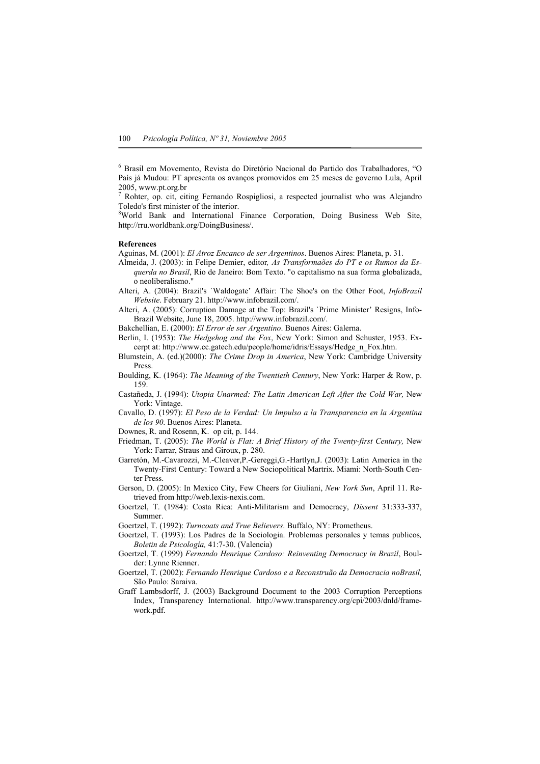[6] Brasil em Movemento, Revista do Diretório Nacional do Partido dos Trabalhadores, "O País já Mudou: PT apresenta os avanços promovidos em 25 meses de governo Lula, April 2005, www.pt.org.br

[7] Rohter, op. cit, citing Fernando Rospigliosi, a respected journalist who was Alejandro Toledo's first minister of the interior.

[8]World Bank and International Finance Corporation, Doing Business Web Site, http://rru.worldbank.org/DoingBusiness/.

**References**

Aguinas, M. (2001): *El Atroz Encanco de ser Argentinos*. Buenos Aires: Planeta, p. 31.

Almeida, J. (2003): in Felipe Demier, editor, *As Transformaões do PT e os Rumos da Esquerda no Brasil*, Rio de Janeiro: Bom Texto. "o capitalismo na sua forma globalizada, o neoliberalismo."

Alteri, A. (2004): Brazil's `Waldogate' Affair: The Shoe's on the Other Foot, *InfoBrazil Website*. February 21. http://www.infobrazil.com/.

Alteri, A. (2005): Corruption Damage at the Top: Brazil's `Prime Minister' Resigns, InfoBrazil Website, June 18, 2005. http://www.infobrazil.com/.

Bakchellian, E. (2000): *El Error de ser Argentino*. Buenos Aires: Galerna.

Berlin, I. (1953): *The Hedgehog and the Fox*, New York: Simon and Schuster, 1953. Excerpt at: http://www.cc.gatech.edu/people/home/idris/Essays/Hedge_n_Fox.htm.

Blumstein, A. (ed.)(2000): *The Crime Drop in America*, New York: Cambridge University Press.

Boulding, K. (1964): *The Meaning of the Twentieth Century*, New York: Harper & Row, p. 159.

Castañeda, J. (1994): *Utopia Unarmed: The Latin American Left After the Cold War,* New York: Vintage.

Cavallo, D. (1997): *El Peso de la Verdad: Un Impulso a la Transparencia en la Argentina de los 90*. Buenos Aires: Planeta.

Downes, R. and Rosenn, K. op cit, p. 144.

Friedman, T. (2005): *The World is Flat: A Brief History of the Twenty-first Century,* New York: Farrar, Straus and Giroux, p. 280.

Garretón, M.-Cavarozzi, M.-Cleaver,P.-Gereggi,G.-Hartlyn,J. (2003): Latin America in the Twenty-First Century: Toward a New Sociopolitical Martrix. Miami: North-South Center Press.

Gerson, D. (2005): In Mexico City, Few Cheers for Giuliani, *New York Sun*, April 11. Retrieved from http://web.lexis-nexis.com.

Goertzel, T. (1984): Costa Rica: Anti-Militarism and Democracy, *Dissent* 31:333-337, Summer.

Goertzel, T. (1992): *Turncoats and True Believers*. Buffalo, NY: Prometheus.

Goertzel, T. (1993): Los Padres de la Sociologia. Problemas personales y temas publicos*, Boletin de Psicología,* 41:7-30. (Valencia)

Goertzel, T. (1999) *Fernando Henrique Cardoso: Reinventing Democracy in Brazil*, Boulder: Lynne Rienner.

Goertzel, T. (2002): *Fernando Henrique Cardoso e a Reconstrução da Democracia noBrasil,* São Paulo: Saraiva.

Graff Lambsdorff, J. (2003) Background Document to the 2003 Corruption Perceptions Index, Transparency International. http://www.transparency.org/cpi/2003/dnld/framework.pdf.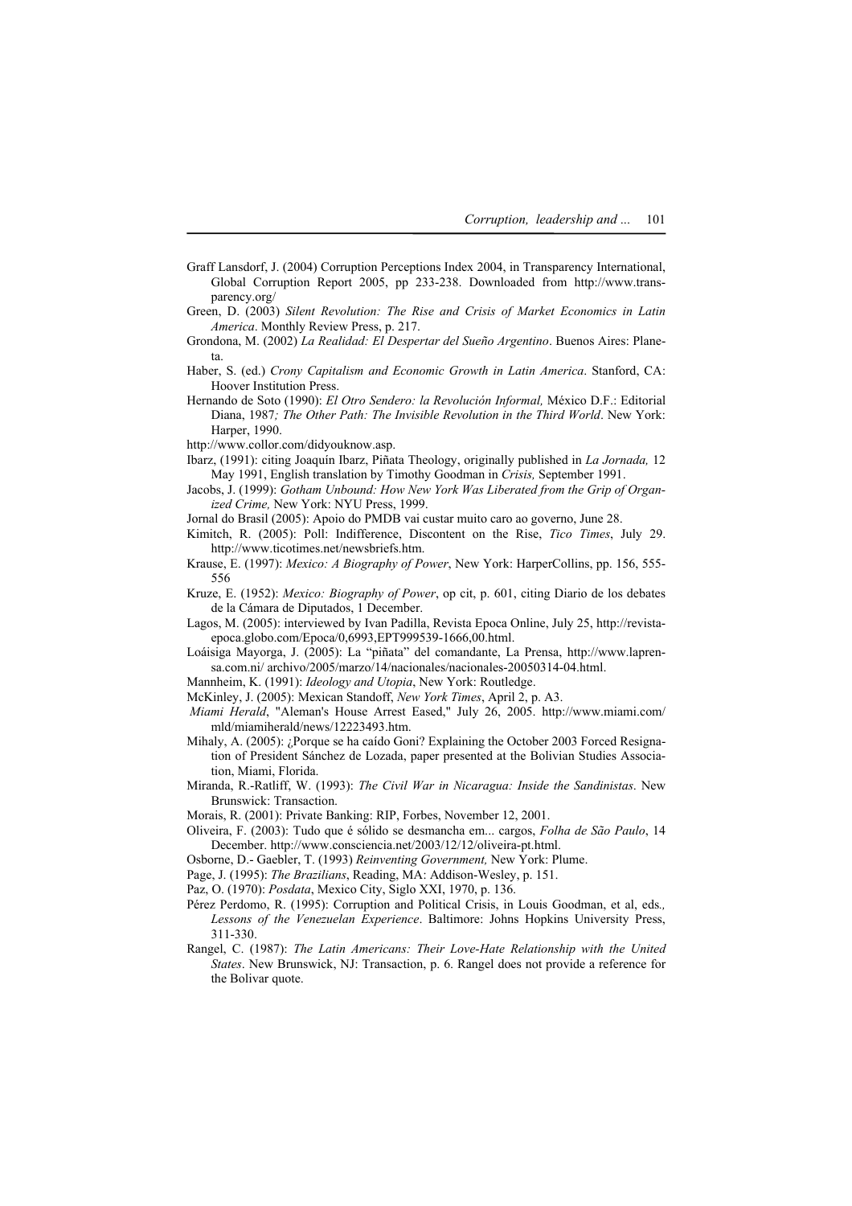Graff Lansdorf, J. (2004) Corruption Perceptions Index 2004, in Transparency International, Global Corruption Report 2005, pp 233-238. Downloaded from http://www.transparency.org/

Green, D. (2003) *Silent Revolution: The Rise and Crisis of Market Economics in Latin America*. Monthly Review Press, p. 217.

Grondona, M. (2002) *La Realidad: El Despertar del Sueño Argentino*. Buenos Aires: Planeta.

Haber, S. (ed.) *Crony Capitalism and Economic Growth in Latin America*. Stanford, CA: Hoover Institution Press.

Hernando de Soto (1990): *El Otro Sendero: la Revolución Informal,* México D.F.: Editorial Diana, 1987*; The Other Path: The Invisible Revolution in the Third World*. New York: Harper, 1990.

http://www.collor.com/didyouknow.asp.

Ibarz, (1991): citing Joaquín Ibarz, Piñata Theology, originally published in *La Jornada,* 12 May 1991, English translation by Timothy Goodman in *Crisis,* September 1991.

Jacobs, J. (1999): *Gotham Unbound: How New York Was Liberated from the Grip of Organized Crime,* New York: NYU Press, 1999.

Jornal do Brasil (2005): Apoio do PMDB vai custar muito caro ao governo, June 28.

Kimitch, R. (2005): Poll: Indifference, Discontent on the Rise, *Tico Times*, July 29. http://www.ticotimes.net/newsbriefs.htm.

Krause, E. (1997): *Mexico: A Biography of Power*, New York: HarperCollins, pp. 156, 555-556

Kruze, E. (1952): *Mexico: Biography of Power*, op cit, p. 601, citing Diario de los debates de la Cámara de Diputados, 1 December.

Lagos, M. (2005): interviewed by Ivan Padilla, Revista Epoca Online, July 25, http://revistaepoca.globo.com/Epoca/0,6993,EPT999539-1666,00.html.

Loáisiga Mayorga, J. (2005): La "piñata" del comandante, La Prensa, http://www.laprensa.com.ni/ archivo/2005/marzo/14/nacionales/nacionales-20050314-04.html.

Mannheim, K. (1991): *Ideology and Utopia*, New York: Routledge.

McKinley, J. (2005): Mexican Standoff, *New York Times*, April 2, p. A3.

*Miami Herald*, "Aleman's House Arrest Eased," July 26, 2005. http://www.miami.com/ mld/miamiherald/news/12223493.htm.

Mihaly, A. (2005): ¿Porque se ha caído Goni? Explaining the October 2003 Forced Resignation of President Sánchez de Lozada, paper presented at the Bolivian Studies Association, Miami, Florida.

Miranda, R.-Ratliff, W. (1993): *The Civil War in Nicaragua: Inside the Sandinistas*. New Brunswick: Transaction.

Morais, R. (2001): Private Banking: RIP, Forbes, November 12, 2001.

Oliveira, F. (2003): Tudo que é sólido se desmancha em... cargos, *Folha de São Paulo*, 14 December. http://www.consciencia.net/2003/12/12/oliveira-pt.html.

Osborne, D.- Gaebler, T. (1993) *Reinventing Government,* New York: Plume.

Page, J. (1995): *The Brazilians*, Reading, MA: Addison-Wesley, p. 151.

Paz, O. (1970): *Posdata*, Mexico City, Siglo XXI, 1970, p. 136.

Pérez Perdomo, R. (1995): Corruption and Political Crisis, in Louis Goodman, et al, eds*., Lessons of the Venezuelan Experience*. Baltimore: Johns Hopkins University Press, 311-330.

Rangel, C. (1987): *The Latin Americans: Their Love-Hate Relationship with the United States*. New Brunswick, NJ: Transaction, p. 6. Rangel does not provide a reference for the Bolivar quote.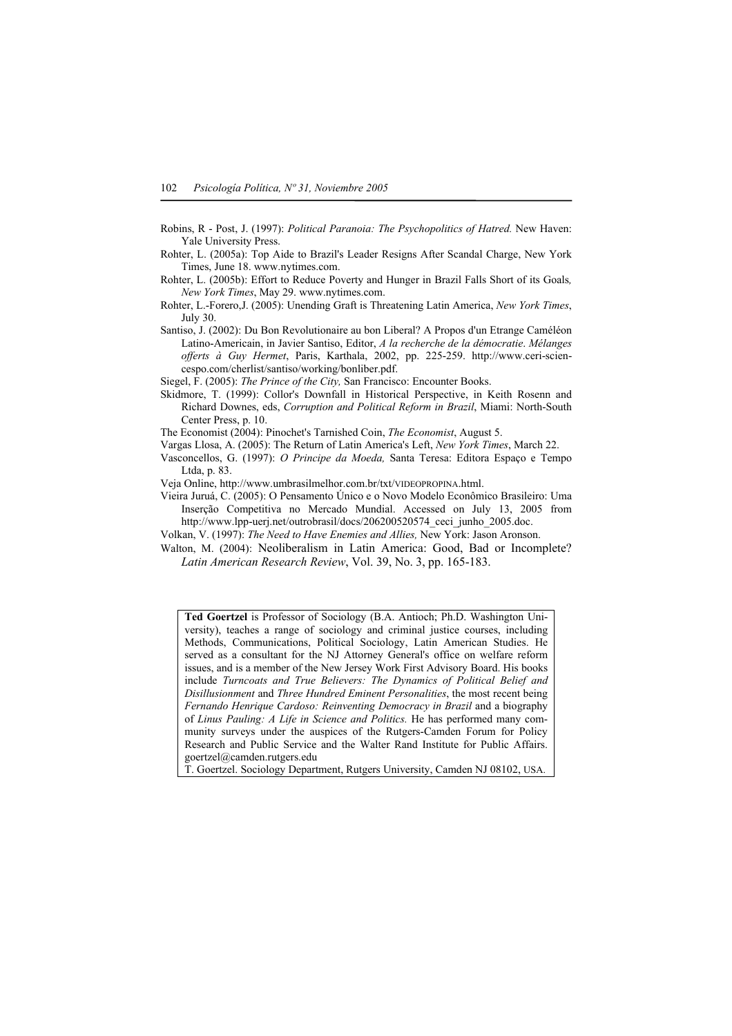Robins, R - Post, J. (1997): *Political Paranoia: The Psychopolitics of Hatred.* New Haven: Yale University Press.

Rohter, L. (2005a): Top Aide to Brazil's Leader Resigns After Scandal Charge, New York Times, June 18. www.nytimes.com.

Rohter, L. (2005b): Effort to Reduce Poverty and Hunger in Brazil Falls Short of its Goals*, New York Times*, May 29. www.nytimes.com.

Rohter, L.-Forero,J. (2005): Unending Graft is Threatening Latin America, *New York Times*, July 30.

Santiso, J. (2002): Du Bon Revolutionaire au bon Liberal? A Propos d'un Etrange Caméléon Latino-Americain, in Javier Santiso, Editor, *A la recherche de la démocratie*. *Mélanges offerts à Guy Hermet*, Paris, Karthala, 2002, pp. 225-259. http://www.ceri-sciencespo.com/cherlist/santiso/working/bonliber.pdf.

Siegel, F. (2005): *The Prince of the City,* San Francisco: Encounter Books.

Skidmore, T. (1999): Collor's Downfall in Historical Perspective, in Keith Rosenn and Richard Downes, eds, *Corruption and Political Reform in Brazil*, Miami: North-South Center Press, p. 10.

The Economist (2004): Pinochet's Tarnished Coin, *The Economist*, August 5.

Vargas Llosa, A. (2005): The Return of Latin America's Left, *New York Times*, March 22.

Vasconcellos, G. (1997): *O Principe da Moeda,* Santa Teresa: Editora Espaço e Tempo Ltda, p. 83.

Veja Online, http://www.umbrasilmelhor.com.br/txt/VIDEOPROPINA.html.

Vieira Juruá, C. (2005): O Pensamento Único e o Novo Modelo Econômico Brasileiro: Uma Inserção Competitiva no Mercado Mundial. Accessed on July 13, 2005 from http://www.lpp-uerj.net/outrobrasil/docs/206200520574_ceci_junho_2005.doc.

Volkan, V. (1997): *The Need to Have Enemies and Allies,* New York: Jason Aronson.

Walton, M. (2004): Neoliberalism in Latin America: Good, Bad or Incomplete? *Latin American Research Review*, Vol. 39, No. 3, pp. 165-183.

**Ted Goertzel** is Professor of Sociology (B.A. Antioch; Ph.D. Washington University), teaches a range of sociology and criminal justice courses, including Methods, Communications, Political Sociology, Latin American Studies. He served as a consultant for the NJ Attorney General's office on welfare reform issues, and is a member of the New Jersey Work First Advisory Board. His books include *Turncoats and True Believers: The Dynamics of Political Belief and Disillusionment* and *Three Hundred Eminent Personalities*, the most recent being *Fernando Henrique Cardoso: Reinventing Democracy in Brazil* and a biography of *Linus Pauling: A Life in Science and Politics.* He has performed many community surveys under the auspices of the Rutgers-Camden Forum for Policy Research and Public Service and the Walter Rand Institute for Public Affairs. goertzel@camden.rutgers.edu

T. Goertzel. Sociology Department, Rutgers University, Camden NJ 08102, USA.